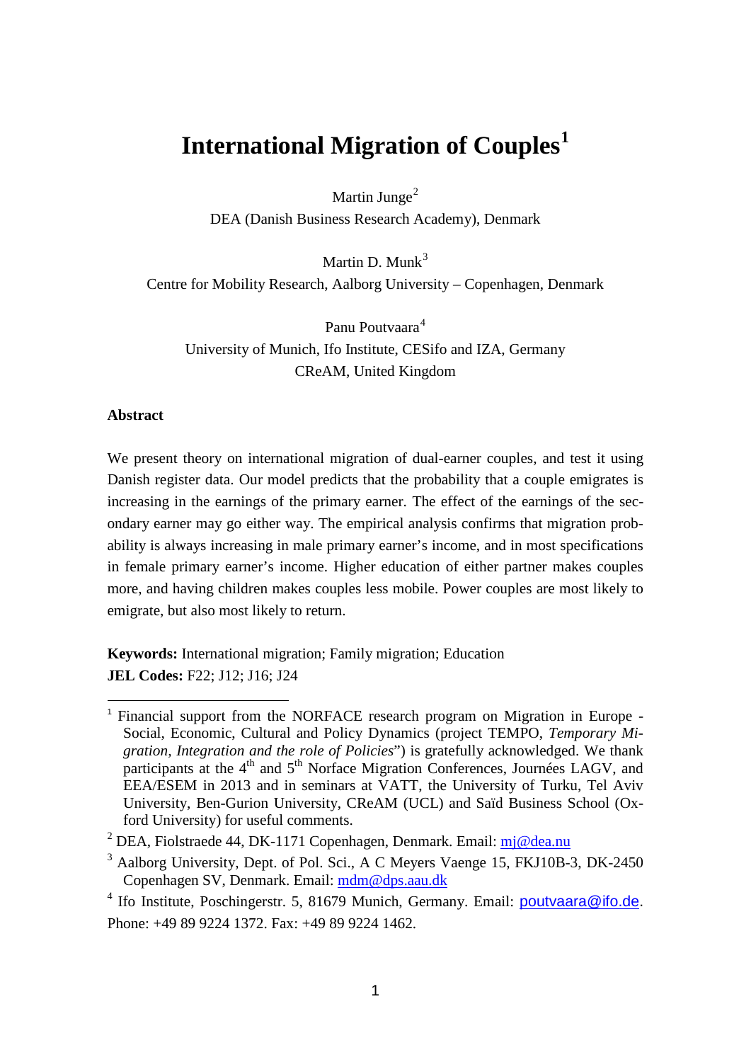# International Migration of Couples[1]

Martin Junge[2]
DEA (Danish Business Research Academy), Denmark

Martin D. Munk[3]
Centre for Mobility Research, Aalborg University – Copenhagen, Denmark

Panu Poutvaara[4]
University of Munich, Ifo Institute, CESifo and IZA, Germany
CReAM, United Kingdom

**Abstract**

We present theory on international migration of dual-earner couples, and test it using Danish register data. Our model predicts that the probability that a couple emigrates is increasing in the earnings of the primary earner. The effect of the earnings of the secondary earner may go either way. The empirical analysis confirms that migration probability is always increasing in male primary earner's income, and in most specifications in female primary earner's income. Higher education of either partner makes couples more, and having children makes couples less mobile. Power couples are most likely to emigrate, but also most likely to return.

**Keywords:** International migration; Family migration; Education
**JEL Codes:** F22; J12; J16; J24

---

[1] Financial support from the NORFACE research program on Migration in Europe - Social, Economic, Cultural and Policy Dynamics (project TEMPO, *Temporary Migration, Integration and the role of Policies*") is gratefully acknowledged. We thank participants at the 4th and 5th Norface Migration Conferences, Journées LAGV, and EEA/ESEM in 2013 and in seminars at VATT, the University of Turku, Tel Aviv University, Ben-Gurion University, CReAM (UCL) and Saïd Business School (Oxford University) for useful comments.

[2] DEA, Fiolstraede 44, DK-1171 Copenhagen, Denmark. Email: mj@dea.nu

[3] Aalborg University, Dept. of Pol. Sci., A C Meyers Vaenge 15, FKJ10B-3, DK-2450 Copenhagen SV, Denmark. Email: mdm@dps.aau.dk

[4] Ifo Institute, Poschingerstr. 5, 81679 Munich, Germany. Email: poutvaara@ifo.de. Phone: +49 89 9224 1372. Fax: +49 89 9224 1462.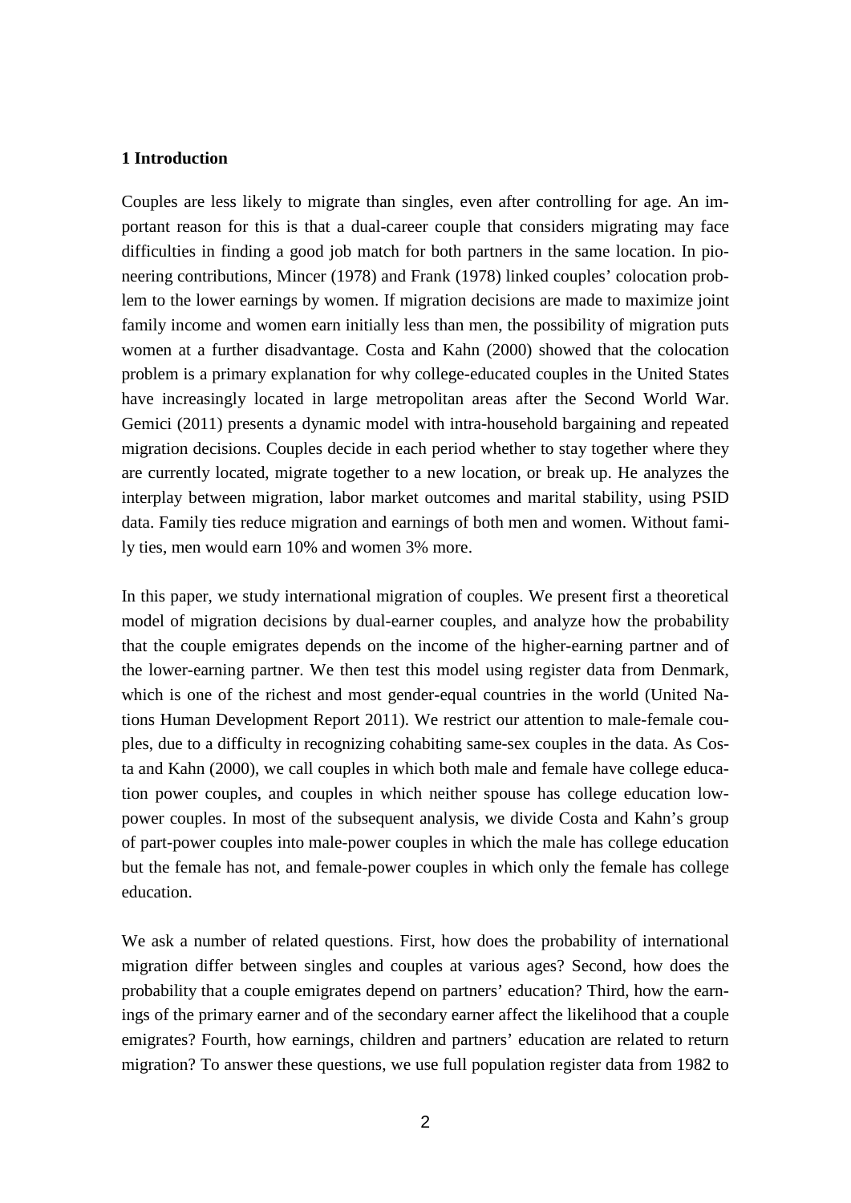## 1 Introduction

Couples are less likely to migrate than singles, even after controlling for age. An important reason for this is that a dual-career couple that considers migrating may face difficulties in finding a good job match for both partners in the same location. In pioneering contributions, Mincer (1978) and Frank (1978) linked couples' colocation problem to the lower earnings by women. If migration decisions are made to maximize joint family income and women earn initially less than men, the possibility of migration puts women at a further disadvantage. Costa and Kahn (2000) showed that the colocation problem is a primary explanation for why college-educated couples in the United States have increasingly located in large metropolitan areas after the Second World War. Gemici (2011) presents a dynamic model with intra-household bargaining and repeated migration decisions. Couples decide in each period whether to stay together where they are currently located, migrate together to a new location, or break up. He analyzes the interplay between migration, labor market outcomes and marital stability, using PSID data. Family ties reduce migration and earnings of both men and women. Without family ties, men would earn 10% and women 3% more.

In this paper, we study international migration of couples. We present first a theoretical model of migration decisions by dual-earner couples, and analyze how the probability that the couple emigrates depends on the income of the higher-earning partner and of the lower-earning partner. We then test this model using register data from Denmark, which is one of the richest and most gender-equal countries in the world (United Nations Human Development Report 2011). We restrict our attention to male-female couples, due to a difficulty in recognizing cohabiting same-sex couples in the data. As Costa and Kahn (2000), we call couples in which both male and female have college education power couples, and couples in which neither spouse has college education low-power couples. In most of the subsequent analysis, we divide Costa and Kahn's group of part-power couples into male-power couples in which the male has college education but the female has not, and female-power couples in which only the female has college education.

We ask a number of related questions. First, how does the probability of international migration differ between singles and couples at various ages? Second, how does the probability that a couple emigrates depend on partners' education? Third, how the earnings of the primary earner and of the secondary earner affect the likelihood that a couple emigrates? Fourth, how earnings, children and partners' education are related to return migration? To answer these questions, we use full population register data from 1982 to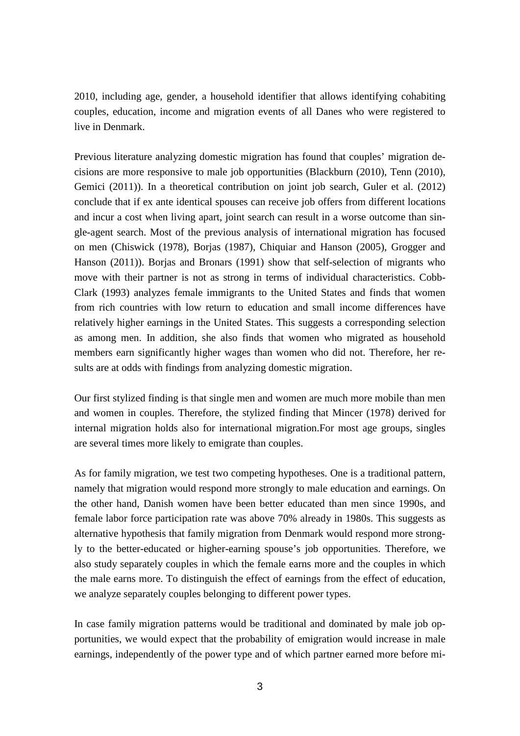2010, including age, gender, a household identifier that allows identifying cohabiting couples, education, income and migration events of all Danes who were registered to live in Denmark.

Previous literature analyzing domestic migration has found that couples' migration decisions are more responsive to male job opportunities (Blackburn (2010), Tenn (2010), Gemici (2011)). In a theoretical contribution on joint job search, Guler et al. (2012) conclude that if ex ante identical spouses can receive job offers from different locations and incur a cost when living apart, joint search can result in a worse outcome than single-agent search. Most of the previous analysis of international migration has focused on men (Chiswick (1978), Borjas (1987), Chiquiar and Hanson (2005), Grogger and Hanson (2011)). Borjas and Bronars (1991) show that self-selection of migrants who move with their partner is not as strong in terms of individual characteristics. Cobb-Clark (1993) analyzes female immigrants to the United States and finds that women from rich countries with low return to education and small income differences have relatively higher earnings in the United States. This suggests a corresponding selection as among men. In addition, she also finds that women who migrated as household members earn significantly higher wages than women who did not. Therefore, her results are at odds with findings from analyzing domestic migration.

Our first stylized finding is that single men and women are much more mobile than men and women in couples. Therefore, the stylized finding that Mincer (1978) derived for internal migration holds also for international migration.For most age groups, singles are several times more likely to emigrate than couples.

As for family migration, we test two competing hypotheses. One is a traditional pattern, namely that migration would respond more strongly to male education and earnings. On the other hand, Danish women have been better educated than men since 1990s, and female labor force participation rate was above 70% already in 1980s. This suggests as alternative hypothesis that family migration from Denmark would respond more strongly to the better-educated or higher-earning spouse's job opportunities. Therefore, we also study separately couples in which the female earns more and the couples in which the male earns more. To distinguish the effect of earnings from the effect of education, we analyze separately couples belonging to different power types.

In case family migration patterns would be traditional and dominated by male job opportunities, we would expect that the probability of emigration would increase in male earnings, independently of the power type and of which partner earned more before mi-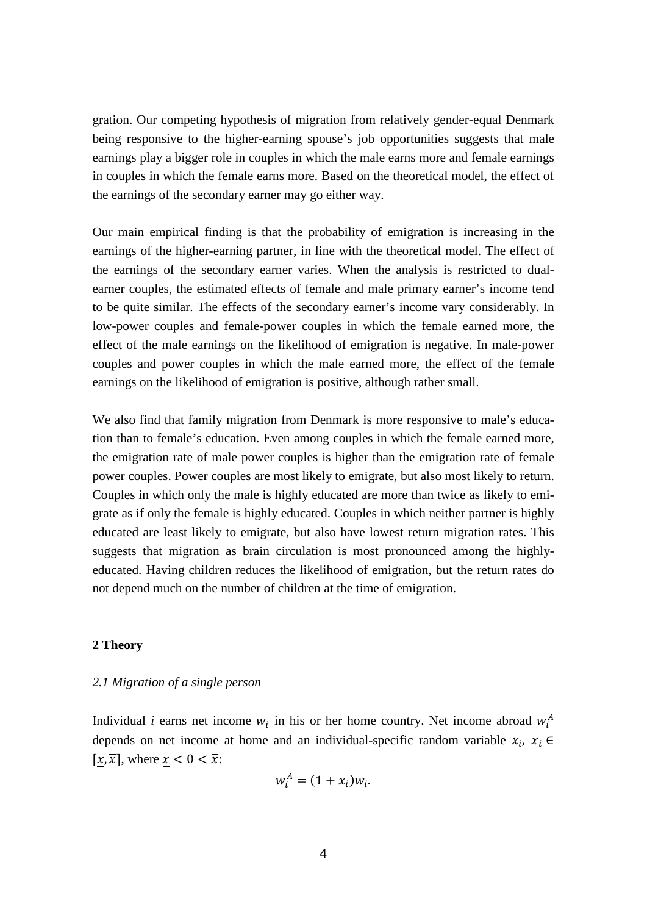gration. Our competing hypothesis of migration from relatively gender-equal Denmark being responsive to the higher-earning spouse's job opportunities suggests that male earnings play a bigger role in couples in which the male earns more and female earnings in couples in which the female earns more. Based on the theoretical model, the effect of the earnings of the secondary earner may go either way.

Our main empirical finding is that the probability of emigration is increasing in the earnings of the higher-earning partner, in line with the theoretical model. The effect of the earnings of the secondary earner varies. When the analysis is restricted to dual-earner couples, the estimated effects of female and male primary earner's income tend to be quite similar. The effects of the secondary earner's income vary considerably. In low-power couples and female-power couples in which the female earned more, the effect of the male earnings on the likelihood of emigration is negative. In male-power couples and power couples in which the male earned more, the effect of the female earnings on the likelihood of emigration is positive, although rather small.

We also find that family migration from Denmark is more responsive to male's education than to female's education. Even among couples in which the female earned more, the emigration rate of male power couples is higher than the emigration rate of female power couples. Power couples are most likely to emigrate, but also most likely to return. Couples in which only the male is highly educated are more than twice as likely to emigrate as if only the female is highly educated. Couples in which neither partner is highly educated are least likely to emigrate, but also have lowest return migration rates. This suggests that migration as brain circulation is most pronounced among the highly-educated. Having children reduces the likelihood of emigration, but the return rates do not depend much on the number of children at the time of emigration.

## 2 Theory

### *2.1 Migration of a single person*

Individual *i* earns net income $w_i$ in his or her home country. Net income abroad $w_i^A$ depends on net income at home and an individual-specific random variable $x_i$, $x_i \in [\underline{x}, \overline{x}]$, where $\underline{x} < 0 < \overline{x}$:

$$w_i^A = (1 + x_i)w_i.$$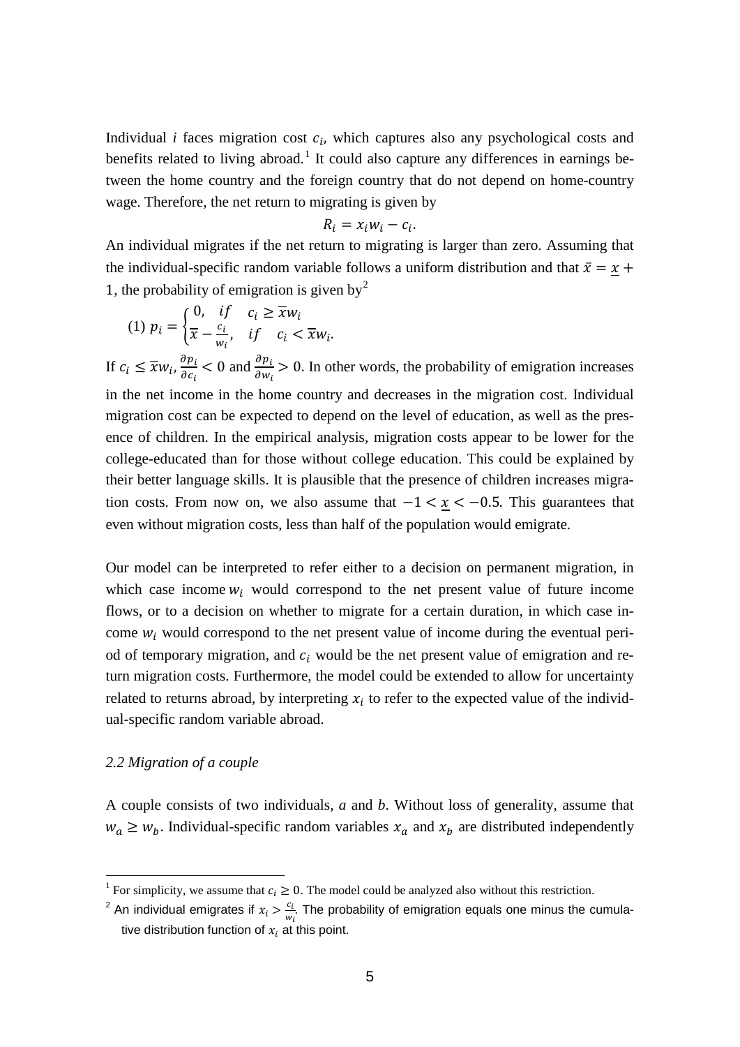Individual $i$ faces migration cost $c_i$, which captures also any psychological costs and benefits related to living abroad.[1] It could also capture any differences in earnings between the home country and the foreign country that do not depend on home-country wage. Therefore, the net return to migrating is given by

$$R_i = x_i w_i - c_i.$$

An individual migrates if the net return to migrating is larger than zero. Assuming that the individual-specific random variable follows a uniform distribution and that $\bar{x} = \underline{x} + 1$, the probability of emigration is given by[2]

$$(1)\ p_i = \begin{cases} 0, & if \quad c_i \geq \bar{x} w_i \\ \bar{x} - \frac{c_i}{w_i}, & if \quad c_i < \bar{x} w_i. \end{cases}$$

If $c_i \leq \bar{x} w_i$, $\frac{\partial p_i}{\partial c_i} < 0$ and $\frac{\partial p_i}{\partial w_i} > 0$. In other words, the probability of emigration increases in the net income in the home country and decreases in the migration cost. Individual migration cost can be expected to depend on the level of education, as well as the presence of children. In the empirical analysis, migration costs appear to be lower for the college-educated than for those without college education. This could be explained by their better language skills. It is plausible that the presence of children increases migration costs. From now on, we also assume that $-1 < \underline{x} < -0.5$. This guarantees that even without migration costs, less than half of the population would emigrate.

Our model can be interpreted to refer either to a decision on permanent migration, in which case income $w_i$ would correspond to the net present value of future income flows, or to a decision on whether to migrate for a certain duration, in which case income $w_i$ would correspond to the net present value of income during the eventual period of temporary migration, and $c_i$ would be the net present value of emigration and return migration costs. Furthermore, the model could be extended to allow for uncertainty related to returns abroad, by interpreting $x_i$ to refer to the expected value of the individual-specific random variable abroad.

### *2.2 Migration of a couple*

A couple consists of two individuals, *a* and *b*. Without loss of generality, assume that $w_a \geq w_b$. Individual-specific random variables $x_a$ and $x_b$ are distributed independently

---

[1] For simplicity, we assume that $c_i \geq 0$. The model could be analyzed also without this restriction.

[2] An individual emigrates if $x_i > \frac{c_i}{w_i}$. The probability of emigration equals one minus the cumulative distribution function of $x_i$ at this point.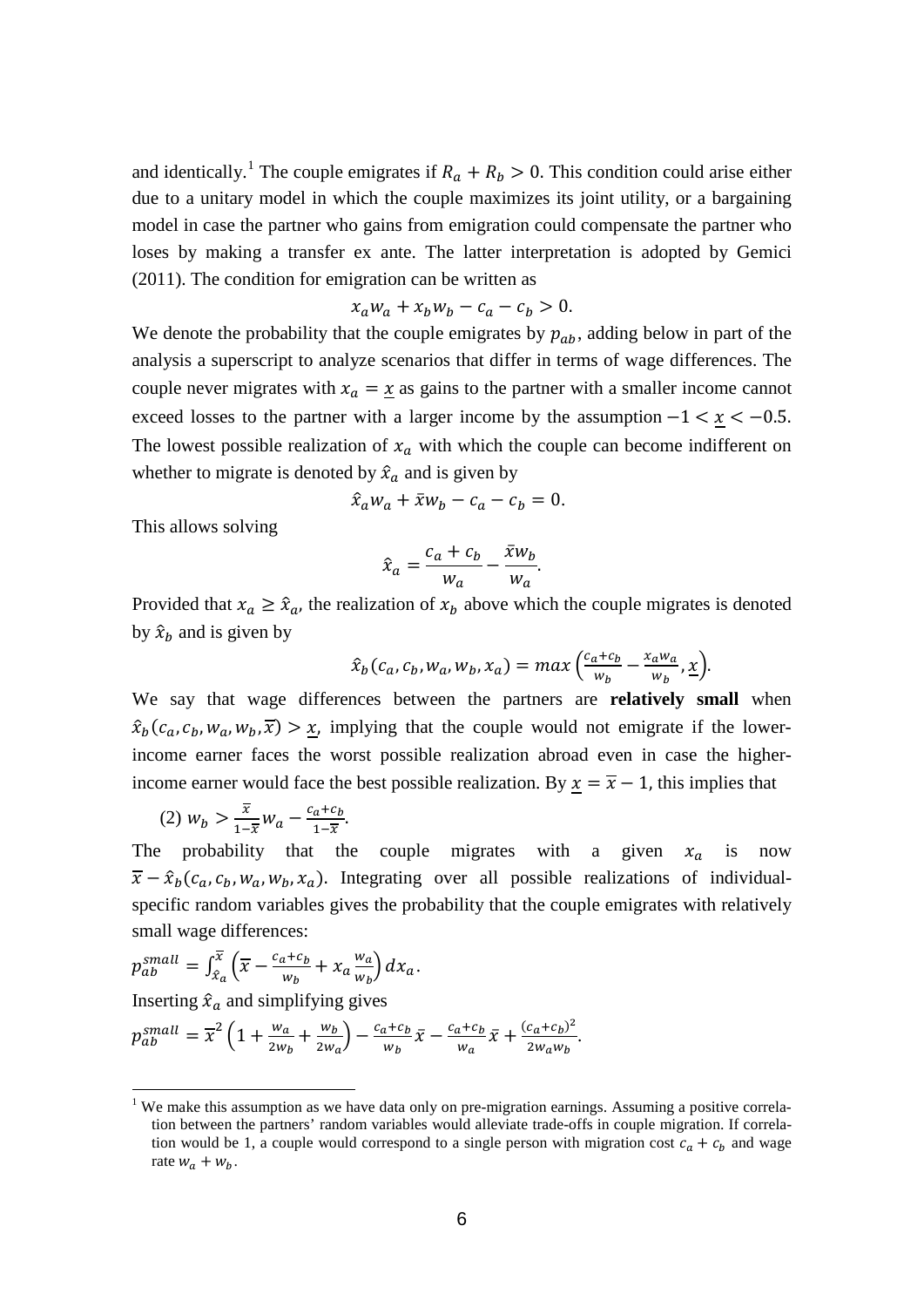and identically.[1] The couple emigrates if $R_a + R_b > 0$. This condition could arise either due to a unitary model in which the couple maximizes its joint utility, or a bargaining model in case the partner who gains from emigration could compensate the partner who loses by making a transfer ex ante. The latter interpretation is adopted by Gemici (2011). The condition for emigration can be written as

$$x_a w_a + x_b w_b - c_a - c_b > 0.$$

We denote the probability that the couple emigrates by $p_{ab}$, adding below in part of the analysis a superscript to analyze scenarios that differ in terms of wage differences. The couple never migrates with $x_a = \underline{x}$ as gains to the partner with a smaller income cannot exceed losses to the partner with a larger income by the assumption $-1 < \underline{x} < -0.5$. The lowest possible realization of $x_a$ with which the couple can become indifferent on whether to migrate is denoted by $\hat{x}_a$ and is given by

$$\hat{x}_a w_a + \bar{x} w_b - c_a - c_b = 0.$$

This allows solving

$$\hat{x}_a = \frac{c_a + c_b}{w_a} - \frac{\bar{x} w_b}{w_a}.$$

Provided that $x_a \geq \hat{x}_a$, the realization of $x_b$ above which the couple migrates is denoted by $\hat{x}_b$ and is given by

$$\hat{x}_b(c_a, c_b, w_a, w_b, x_a) = max\left(\frac{c_a + c_b}{w_b} - \frac{x_a w_a}{w_b}, \underline{x}\right).$$

We say that wage differences between the partners are **relatively small** when $\hat{x}_b(c_a, c_b, w_a, w_b, \overline{x}) > \underline{x}$, implying that the couple would not emigrate if the lower-income earner faces the worst possible realization abroad even in case the higher-income earner would face the best possible realization. By $\underline{x} = \overline{x} - 1$, this implies that

$$(2) \; w_b > \frac{\overline{x}}{1 - \overline{x}} w_a - \frac{c_a + c_b}{1 - \overline{x}}.$$

The probability that the couple migrates with a given $x_a$ is now $\overline{x} - \hat{x}_b(c_a, c_b, w_a, w_b, x_a)$. Integrating over all possible realizations of individual-specific random variables gives the probability that the couple emigrates with relatively small wage differences:

$$p_{ab}^{small} = \int_{\hat{x}_a}^{\overline{x}} \left(\overline{x} - \frac{c_a + c_b}{w_b} + x_a \frac{w_a}{w_b}\right) dx_a.$$

Inserting $\hat{x}_a$ and simplifying gives

$$p_{ab}^{small} = \overline{x}^2 \left(1 + \frac{w_a}{2w_b} + \frac{w_b}{2w_a}\right) - \frac{c_a + c_b}{w_b} \bar{x} - \frac{c_a + c_b}{w_a} \bar{x} + \frac{(c_a + c_b)^2}{2 w_a w_b}.$$

[1] We make this assumption as we have data only on pre-migration earnings. Assuming a positive correlation between the partners' random variables would alleviate trade-offs in couple migration. If correlation would be 1, a couple would correspond to a single person with migration cost $c_a + c_b$ and wage rate $w_a + w_b$.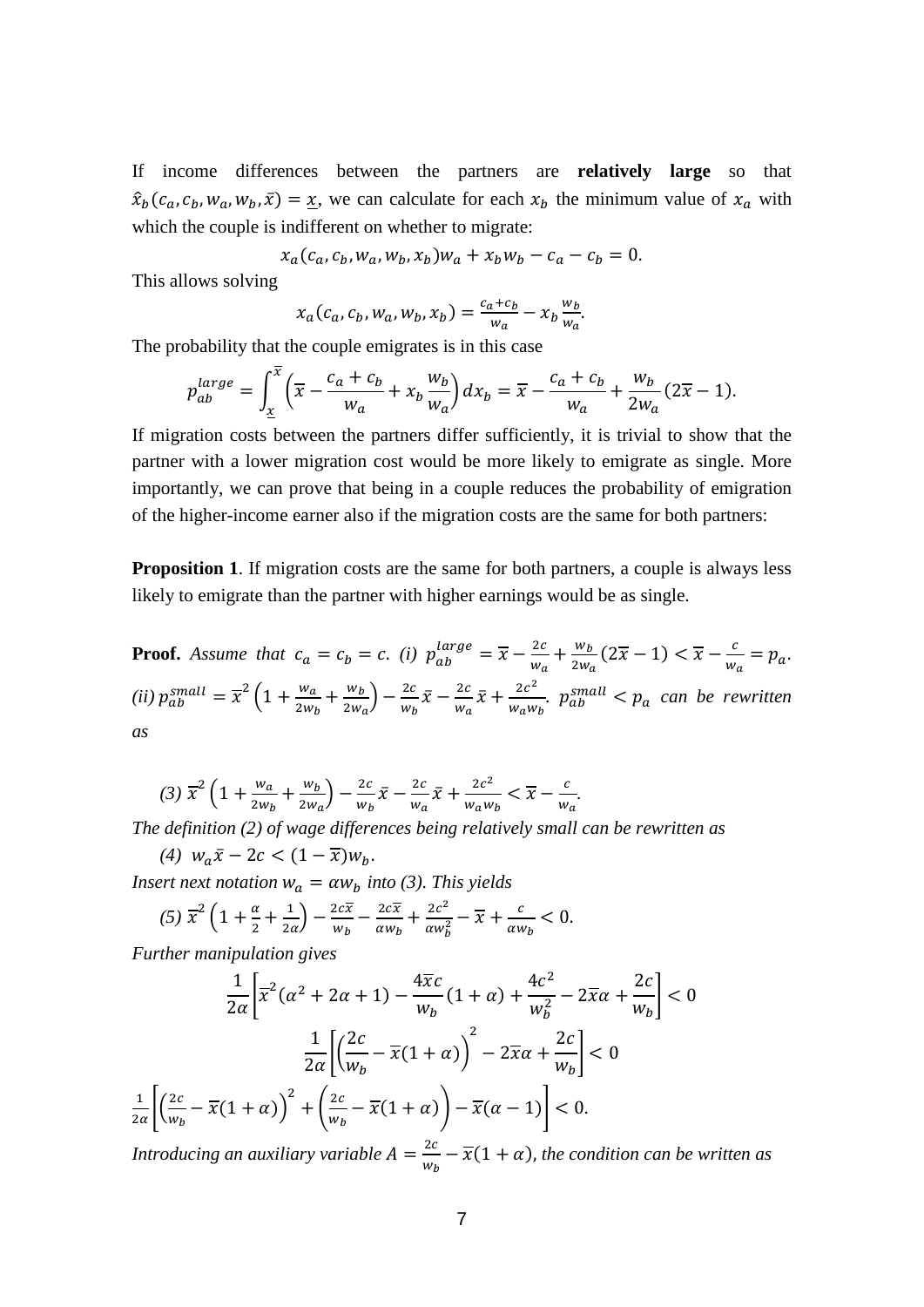If income differences between the partners are **relatively large** so that $\hat{x}_b(c_a, c_b, w_a, w_b, \bar{x}) = \underline{x}$, we can calculate for each $x_b$ the minimum value of $x_a$ with which the couple is indifferent on whether to migrate:

$$x_a(c_a, c_b, w_a, w_b, x_b)w_a + x_b w_b - c_a - c_b = 0.$$

This allows solving

$$x_a(c_a, c_b, w_a, w_b, x_b) = \frac{c_a + c_b}{w_a} - x_b \frac{w_b}{w_a}.$$

The probability that the couple emigrates is in this case

$$p_{ab}^{large} = \int_{\underline{x}}^{\bar{x}} \left( \bar{x} - \frac{c_a + c_b}{w_a} + x_b \frac{w_b}{w_a} \right) dx_b = \bar{x} - \frac{c_a + c_b}{w_a} + \frac{w_b}{2w_a}(2\bar{x} - 1).$$

If migration costs between the partners differ sufficiently, it is trivial to show that the partner with a lower migration cost would be more likely to emigrate as single. More importantly, we can prove that being in a couple reduces the probability of emigration of the higher-income earner also if the migration costs are the same for both partners:

**Proposition 1**. If migration costs are the same for both partners, a couple is always less likely to emigrate than the partner with higher earnings would be as single.

**Proof.** *Assume that* $c_a = c_b = c$. *(i)* $p_{ab}^{large} = \bar{x} - \frac{2c}{w_a} + \frac{w_b}{2w_a}(2\bar{x} - 1) < \bar{x} - \frac{c}{w_a} = p_a$. *(ii)* $p_{ab}^{small} = \bar{x}^2 \left(1 + \frac{w_a}{2w_b} + \frac{w_b}{2w_a}\right) - \frac{2c}{w_b}\bar{x} - \frac{2c}{w_a}\bar{x} + \frac{2c^2}{w_a w_b}$. $p_{ab}^{small} < p_a$ *can be rewritten as*

*(3)* $\bar{x}^2 \left(1 + \frac{w_a}{2w_b} + \frac{w_b}{2w_a}\right) - \frac{2c}{w_b}\bar{x} - \frac{2c}{w_a}\bar{x} + \frac{2c^2}{w_a w_b} < \bar{x} - \frac{c}{w_a}$.

*The definition (2) of wage differences being relatively small can be rewritten as*

*(4)* $w_a\bar{x} - 2c < (1 - \bar{x})w_b$.

*Insert next notation* $w_a = \alpha w_b$ *into (3). This yields*

*(5)* $\bar{x}^2 \left(1 + \frac{\alpha}{2} + \frac{1}{2\alpha}\right) - \frac{2c\bar{x}}{w_b} - \frac{2c\bar{x}}{\alpha w_b} + \frac{2c^2}{\alpha w_b^2} - \bar{x} + \frac{c}{\alpha w_b} < 0$.

*Further manipulation gives*

$$\frac{1}{2\alpha}\left[\bar{x}^2(\alpha^2 + 2\alpha + 1) - \frac{4\bar{x}c}{w_b}(1 + \alpha) + \frac{4c^2}{w_b^2} - 2\bar{x}\alpha + \frac{2c}{w_b}\right] < 0$$

$$\frac{1}{2\alpha}\left[\left(\frac{2c}{w_b} - \bar{x}(1 + \alpha)\right)^2 - 2\bar{x}\alpha + \frac{2c}{w_b}\right] < 0$$

$$\frac{1}{2\alpha}\left[\left(\frac{2c}{w_b} - \bar{x}(1 + \alpha)\right)^2 + \left(\frac{2c}{w_b} - \bar{x}(1 + \alpha)\right) - \bar{x}(\alpha - 1)\right] < 0.$$

*Introducing an auxiliary variable* $A = \frac{2c}{w_b} - \bar{x}(1 + \alpha)$, *the condition can be written as*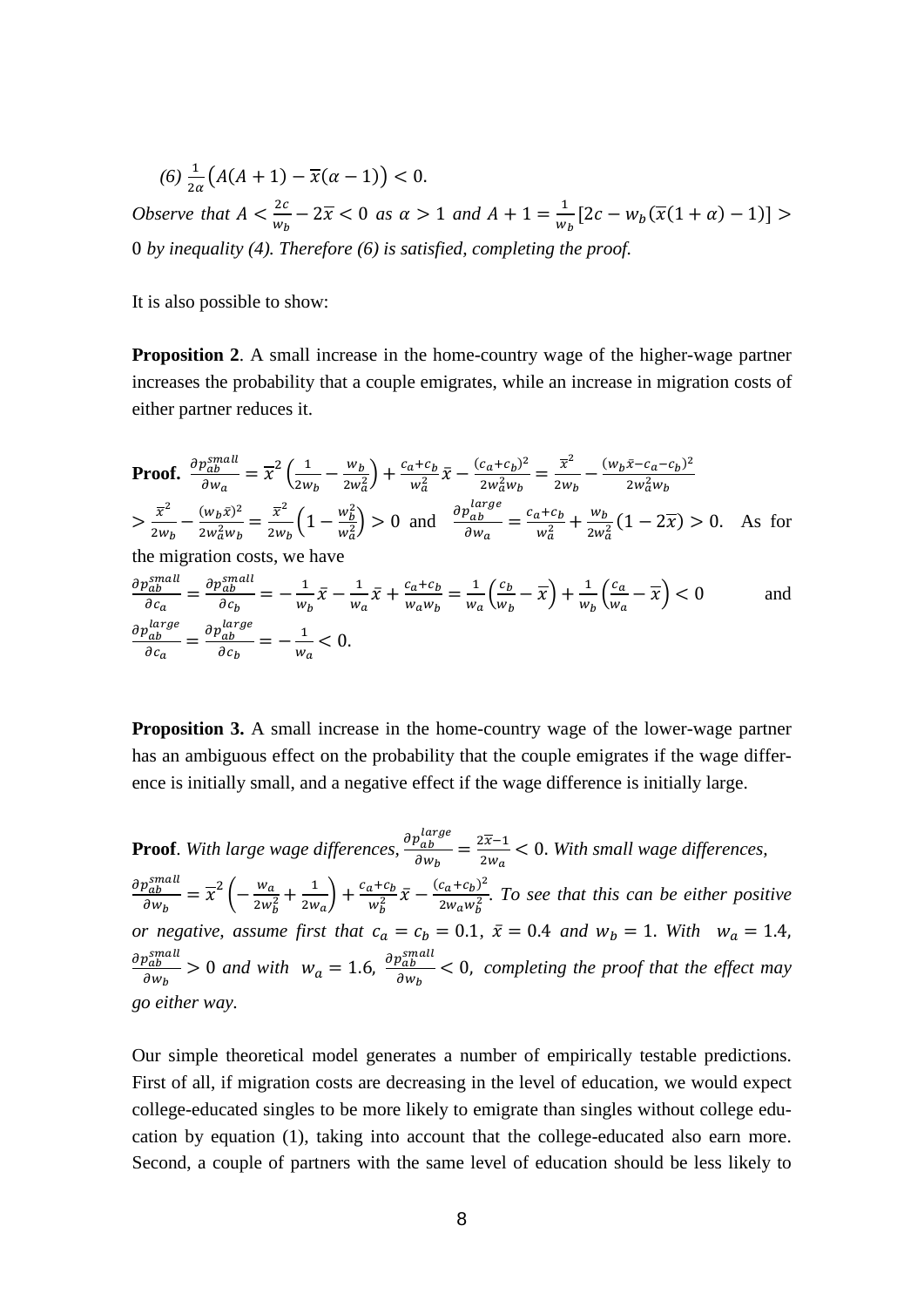*(6)* $\frac{1}{2\alpha}\left(A(A+1)-\overline{x}(\alpha-1)\right)<0.$

*Observe that* $A<\frac{2c}{w_b}-2\overline{x}<0$ *as* $\alpha>1$ *and* $A+1=\frac{1}{w_b}[2c-w_b(\overline{x}(1+\alpha)-1)]>0$ *by inequality (4). Therefore (6) is satisfied, completing the proof.*

It is also possible to show:

**Proposition 2**. A small increase in the home-country wage of the higher-wage partner increases the probability that a couple emigrates, while an increase in migration costs of either partner reduces it.

**Proof.** $\frac{\partial p_{ab}^{small}}{\partial w_a}=\overline{x}^2\left(\frac{1}{2w_b}-\frac{w_b}{2w_a^2}\right)+\frac{c_a+c_b}{w_a^2}\bar{x}-\frac{(c_a+c_b)^2}{2w_a^2w_b}=\frac{\overline{x}^2}{2w_b}-\frac{(w_b\bar{x}-c_a-c_b)^2}{2w_a^2w_b}>\frac{\overline{x}^2}{2w_b}-\frac{(w_b\bar{x})^2}{2w_a^2w_b}=\frac{\overline{x}^2}{2w_b}\left(1-\frac{w_b^2}{w_a^2}\right)>0$ and $\frac{\partial p_{ab}^{large}}{\partial w_a}=\frac{c_a+c_b}{w_a^2}+\frac{w_b}{2w_a^2}(1-2\overline{x})>0$. As for the migration costs, we have $\frac{\partial p_{ab}^{small}}{\partial c_a}=\frac{\partial p_{ab}^{small}}{\partial c_b}=-\frac{1}{w_b}\bar{x}-\frac{1}{w_a}\bar{x}+\frac{c_a+c_b}{w_aw_b}=\frac{1}{w_a}\left(\frac{c_b}{w_b}-\overline{x}\right)+\frac{1}{w_b}\left(\frac{c_a}{w_a}-\overline{x}\right)<0$ and $\frac{\partial p_{ab}^{large}}{\partial c_a}=\frac{\partial p_{ab}^{large}}{\partial c_b}=-\frac{1}{w_a}<0.$

**Proposition 3.** A small increase in the home-country wage of the lower-wage partner has an ambiguous effect on the probability that the couple emigrates if the wage difference is initially small, and a negative effect if the wage difference is initially large.

**Proof**. *With large wage differences,* $\frac{\partial p_{ab}^{large}}{\partial w_b}=\frac{2\overline{x}-1}{2w_a}<0$. *With small wage differences,* $\frac{\partial p_{ab}^{small}}{\partial w_b}=\overline{x}^2\left(-\frac{w_a}{2w_b^2}+\frac{1}{2w_a}\right)+\frac{c_a+c_b}{w_b^2}\bar{x}-\frac{(c_a+c_b)^2}{2w_aw_b^2}$. *To see that this can be either positive or negative, assume first that* $c_a=c_b=0.1$, $\bar{x}=0.4$ *and* $w_b=1$. *With* $w_a=1.4$, $\frac{\partial p_{ab}^{small}}{\partial w_b}>0$ *and with* $w_a=1.6$, $\frac{\partial p_{ab}^{small}}{\partial w_b}<0$, *completing the proof that the effect may go either way.*

Our simple theoretical model generates a number of empirically testable predictions. First of all, if migration costs are decreasing in the level of education, we would expect college-educated singles to be more likely to emigrate than singles without college education by equation (1), taking into account that the college-educated also earn more. Second, a couple of partners with the same level of education should be less likely to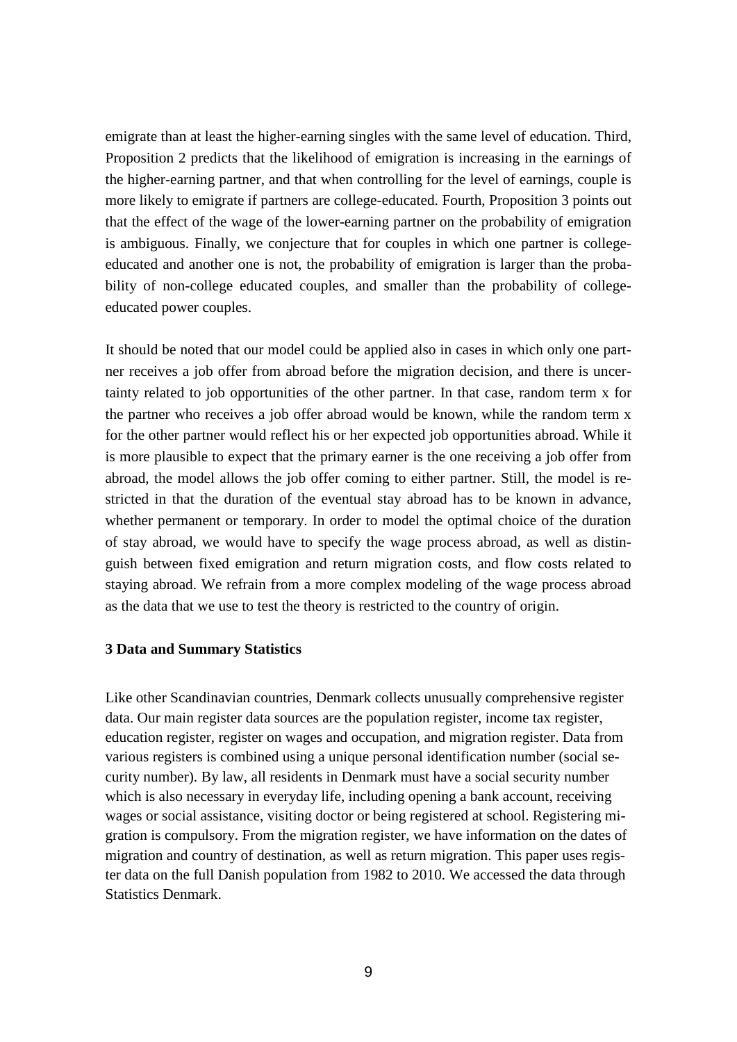emigrate than at least the higher-earning singles with the same level of education. Third, Proposition 2 predicts that the likelihood of emigration is increasing in the earnings of the higher-earning partner, and that when controlling for the level of earnings, couple is more likely to emigrate if partners are college-educated. Fourth, Proposition 3 points out that the effect of the wage of the lower-earning partner on the probability of emigration is ambiguous. Finally, we conjecture that for couples in which one partner is college-educated and another one is not, the probability of emigration is larger than the probability of non-college educated couples, and smaller than the probability of college-educated power couples.

It should be noted that our model could be applied also in cases in which only one partner receives a job offer from abroad before the migration decision, and there is uncertainty related to job opportunities of the other partner. In that case, random term $x$ for the partner who receives a job offer abroad would be known, while the random term $x$ for the other partner would reflect his or her expected job opportunities abroad. While it is more plausible to expect that the primary earner is the one receiving a job offer from abroad, the model allows the job offer coming to either partner. Still, the model is restricted in that the duration of the eventual stay abroad has to be known in advance, whether permanent or temporary. In order to model the optimal choice of the duration of stay abroad, we would have to specify the wage process abroad, as well as distinguish between fixed emigration and return migration costs, and flow costs related to staying abroad. We refrain from a more complex modeling of the wage process abroad as the data that we use to test the theory is restricted to the country of origin.

### 3 Data and Summary Statistics

Like other Scandinavian countries, Denmark collects unusually comprehensive register data. Our main register data sources are the population register, income tax register, education register, register on wages and occupation, and migration register. Data from various registers is combined using a unique personal identification number (social security number). By law, all residents in Denmark must have a social security number which is also necessary in everyday life, including opening a bank account, receiving wages or social assistance, visiting doctor or being registered at school. Registering migration is compulsory. From the migration register, we have information on the dates of migration and country of destination, as well as return migration. This paper uses register data on the full Danish population from 1982 to 2010. We accessed the data through Statistics Denmark.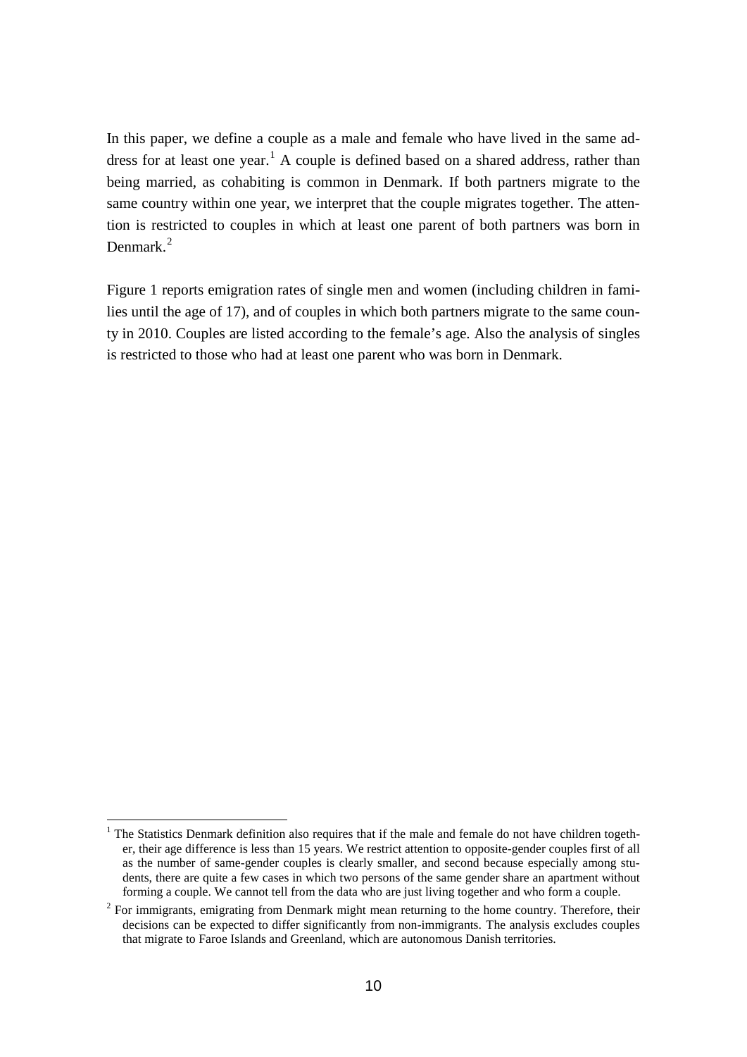In this paper, we define a couple as a male and female who have lived in the same address for at least one year.[1] A couple is defined based on a shared address, rather than being married, as cohabiting is common in Denmark. If both partners migrate to the same country within one year, we interpret that the couple migrates together. The attention is restricted to couples in which at least one parent of both partners was born in Denmark.[2]

Figure 1 reports emigration rates of single men and women (including children in families until the age of 17), and of couples in which both partners migrate to the same county in 2010. Couples are listed according to the female's age. Also the analysis of singles is restricted to those who had at least one parent who was born in Denmark.

---

[1] The Statistics Denmark definition also requires that if the male and female do not have children together, their age difference is less than 15 years. We restrict attention to opposite-gender couples first of all as the number of same-gender couples is clearly smaller, and second because especially among students, there are quite a few cases in which two persons of the same gender share an apartment without forming a couple. We cannot tell from the data who are just living together and who form a couple.

[2] For immigrants, emigrating from Denmark might mean returning to the home country. Therefore, their decisions can be expected to differ significantly from non-immigrants. The analysis excludes couples that migrate to Faroe Islands and Greenland, which are autonomous Danish territories.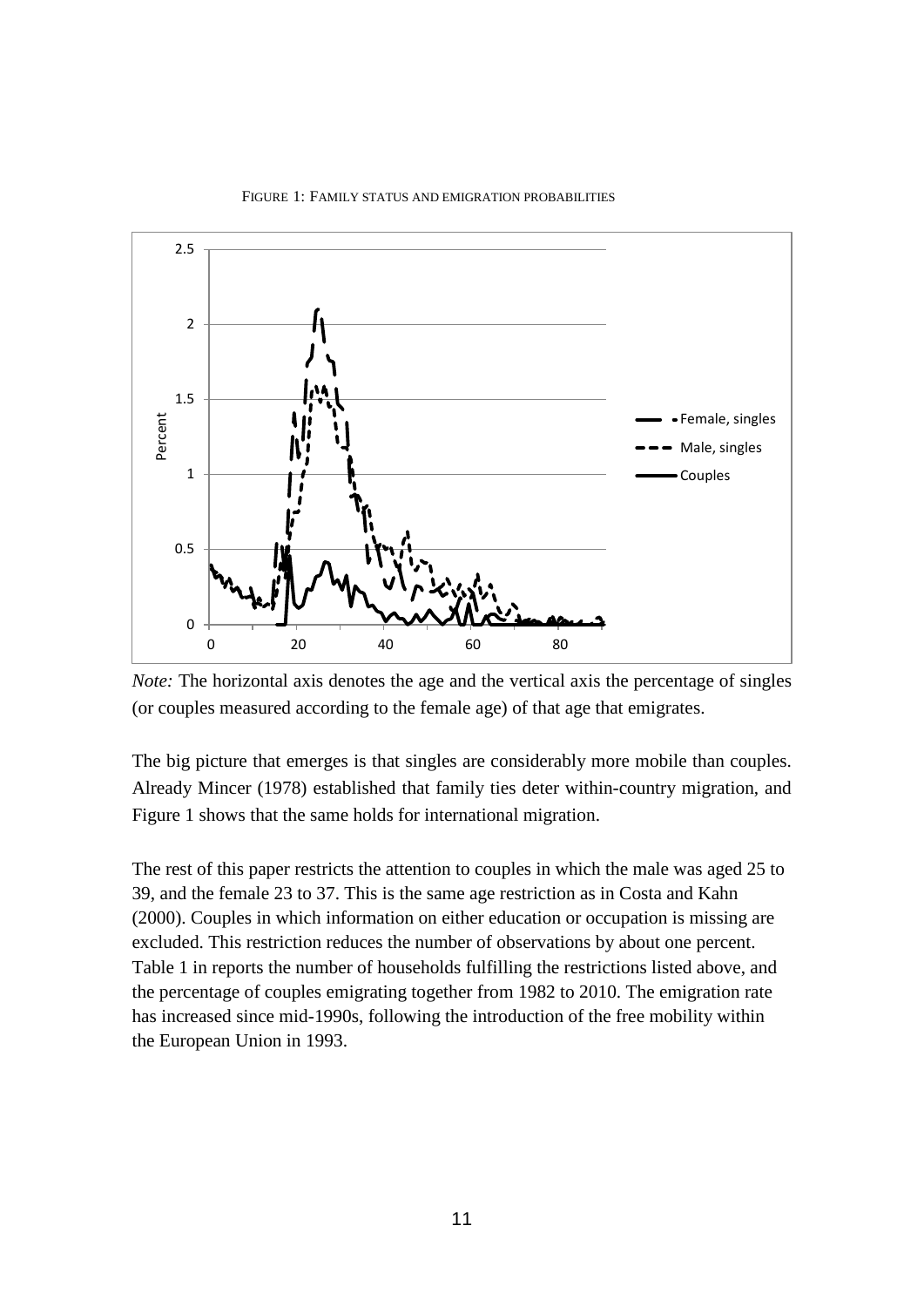FIGURE 1: FAMILY STATUS AND EMIGRATION PROBABILITIES

*Note:* The horizontal axis denotes the age and the vertical axis the percentage of singles (or couples measured according to the female age) of that age that emigrates.

The big picture that emerges is that singles are considerably more mobile than couples. Already Mincer (1978) established that family ties deter within-country migration, and Figure 1 shows that the same holds for international migration.

The rest of this paper restricts the attention to couples in which the male was aged 25 to 39, and the female 23 to 37. This is the same age restriction as in Costa and Kahn (2000). Couples in which information on either education or occupation is missing are excluded. This restriction reduces the number of observations by about one percent. Table 1 in reports the number of households fulfilling the restrictions listed above, and the percentage of couples emigrating together from 1982 to 2010. The emigration rate has increased since mid-1990s, following the introduction of the free mobility within the European Union in 1993.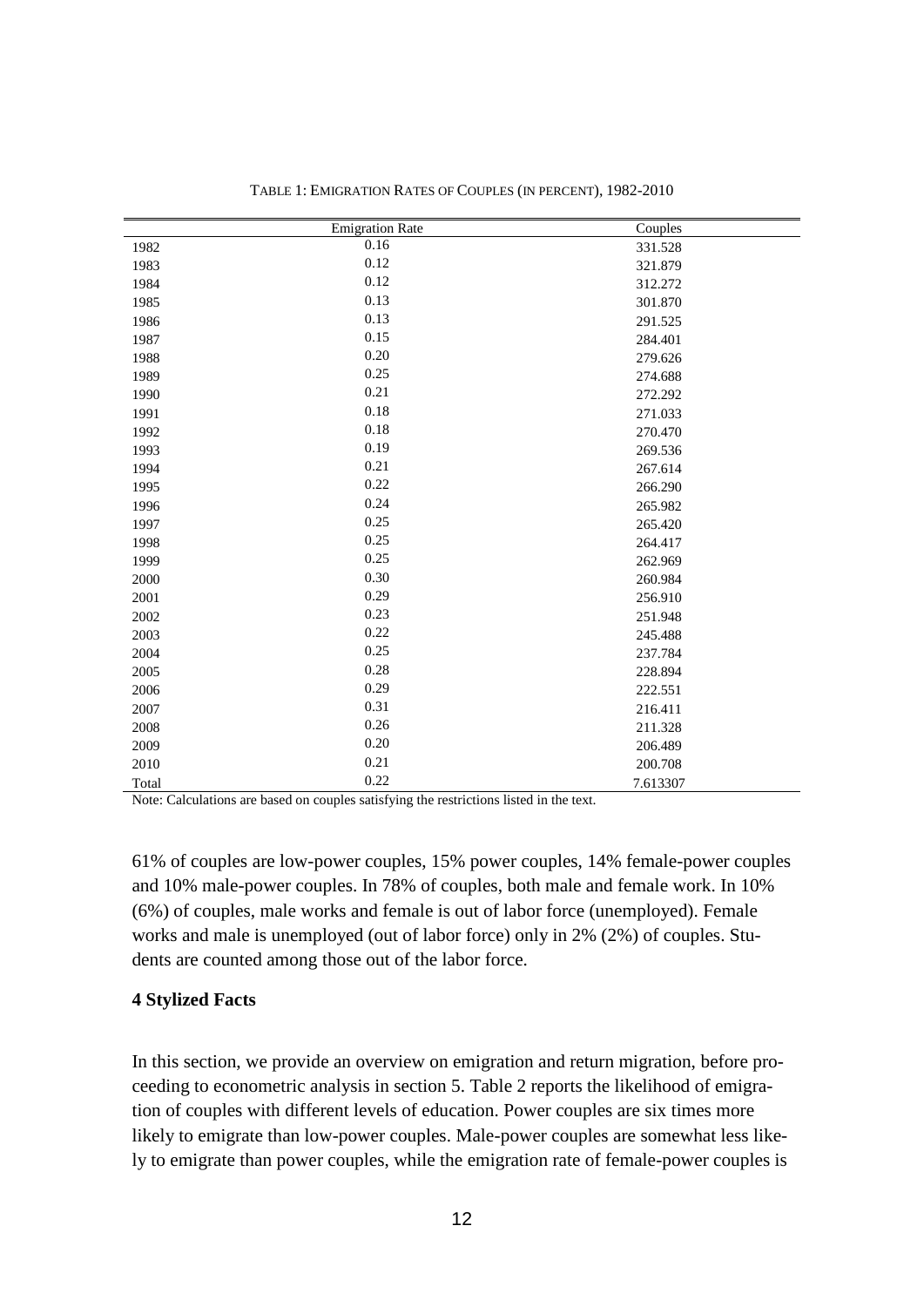TABLE 1: EMIGRATION RATES OF COUPLES (IN PERCENT), 1982-2010

| | Emigration Rate | Couples |
|---|---|---|
| 1982 | 0.16 | 331.528 |
| 1983 | 0.12 | 321.879 |
| 1984 | 0.12 | 312.272 |
| 1985 | 0.13 | 301.870 |
| 1986 | 0.13 | 291.525 |
| 1987 | 0.15 | 284.401 |
| 1988 | 0.20 | 279.626 |
| 1989 | 0.25 | 274.688 |
| 1990 | 0.21 | 272.292 |
| 1991 | 0.18 | 271.033 |
| 1992 | 0.18 | 270.470 |
| 1993 | 0.19 | 269.536 |
| 1994 | 0.21 | 267.614 |
| 1995 | 0.22 | 266.290 |
| 1996 | 0.24 | 265.982 |
| 1997 | 0.25 | 265.420 |
| 1998 | 0.25 | 264.417 |
| 1999 | 0.25 | 262.969 |
| 2000 | 0.30 | 260.984 |
| 2001 | 0.29 | 256.910 |
| 2002 | 0.23 | 251.948 |
| 2003 | 0.22 | 245.488 |
| 2004 | 0.25 | 237.784 |
| 2005 | 0.28 | 228.894 |
| 2006 | 0.29 | 222.551 |
| 2007 | 0.31 | 216.411 |
| 2008 | 0.26 | 211.328 |
| 2009 | 0.20 | 206.489 |
| 2010 | 0.21 | 200.708 |
| Total | 0.22 | 7.613307 |

Note: Calculations are based on couples satisfying the restrictions listed in the text.

61% of couples are low-power couples, 15% power couples, 14% female-power couples and 10% male-power couples. In 78% of couples, both male and female work. In 10% (6%) of couples, male works and female is out of labor force (unemployed). Female works and male is unemployed (out of labor force) only in 2% (2%) of couples. Students are counted among those out of the labor force.

### 4 Stylized Facts

In this section, we provide an overview on emigration and return migration, before proceeding to econometric analysis in section 5. Table 2 reports the likelihood of emigration of couples with different levels of education. Power couples are six times more likely to emigrate than low-power couples. Male-power couples are somewhat less likely to emigrate than power couples, while the emigration rate of female-power couples is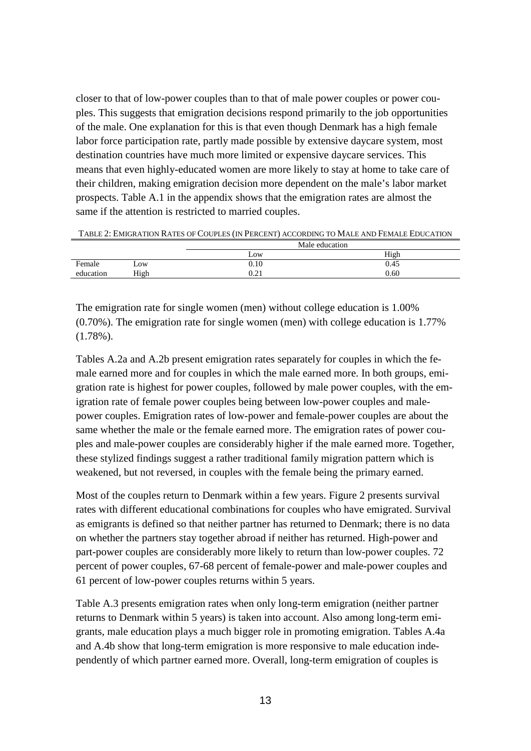closer to that of low-power couples than to that of male power couples or power couples. This suggests that emigration decisions respond primarily to the job opportunities of the male. One explanation for this is that even though Denmark has a high female labor force participation rate, partly made possible by extensive daycare system, most destination countries have much more limited or expensive daycare services. This means that even highly-educated women are more likely to stay at home to take care of their children, making emigration decision more dependent on the male's labor market prospects. Table A.1 in the appendix shows that the emigration rates are almost the same if the attention is restricted to married couples.

TABLE 2: EMIGRATION RATES OF COUPLES (IN PERCENT) ACCORDING TO MALE AND FEMALE EDUCATION

| | | Male education | |
|---|---|---|---|
| | | Low | High |
| Female education | Low | 0.10 | 0.45 |
| | High | 0.21 | 0.60 |

The emigration rate for single women (men) without college education is 1.00% (0.70%). The emigration rate for single women (men) with college education is 1.77% (1.78%).

Tables A.2a and A.2b present emigration rates separately for couples in which the female earned more and for couples in which the male earned more. In both groups, emigration rate is highest for power couples, followed by male power couples, with the emigration rate of female power couples being between low-power couples and male-power couples. Emigration rates of low-power and female-power couples are about the same whether the male or the female earned more. The emigration rates of power couples and male-power couples are considerably higher if the male earned more. Together, these stylized findings suggest a rather traditional family migration pattern which is weakened, but not reversed, in couples with the female being the primary earned.

Most of the couples return to Denmark within a few years. Figure 2 presents survival rates with different educational combinations for couples who have emigrated. Survival as emigrants is defined so that neither partner has returned to Denmark; there is no data on whether the partners stay together abroad if neither has returned. High-power and part-power couples are considerably more likely to return than low-power couples. 72 percent of power couples, 67-68 percent of female-power and male-power couples and 61 percent of low-power couples returns within 5 years.

Table A.3 presents emigration rates when only long-term emigration (neither partner returns to Denmark within 5 years) is taken into account. Also among long-term emigrants, male education plays a much bigger role in promoting emigration. Tables A.4a and A.4b show that long-term emigration is more responsive to male education independently of which partner earned more. Overall, long-term emigration of couples is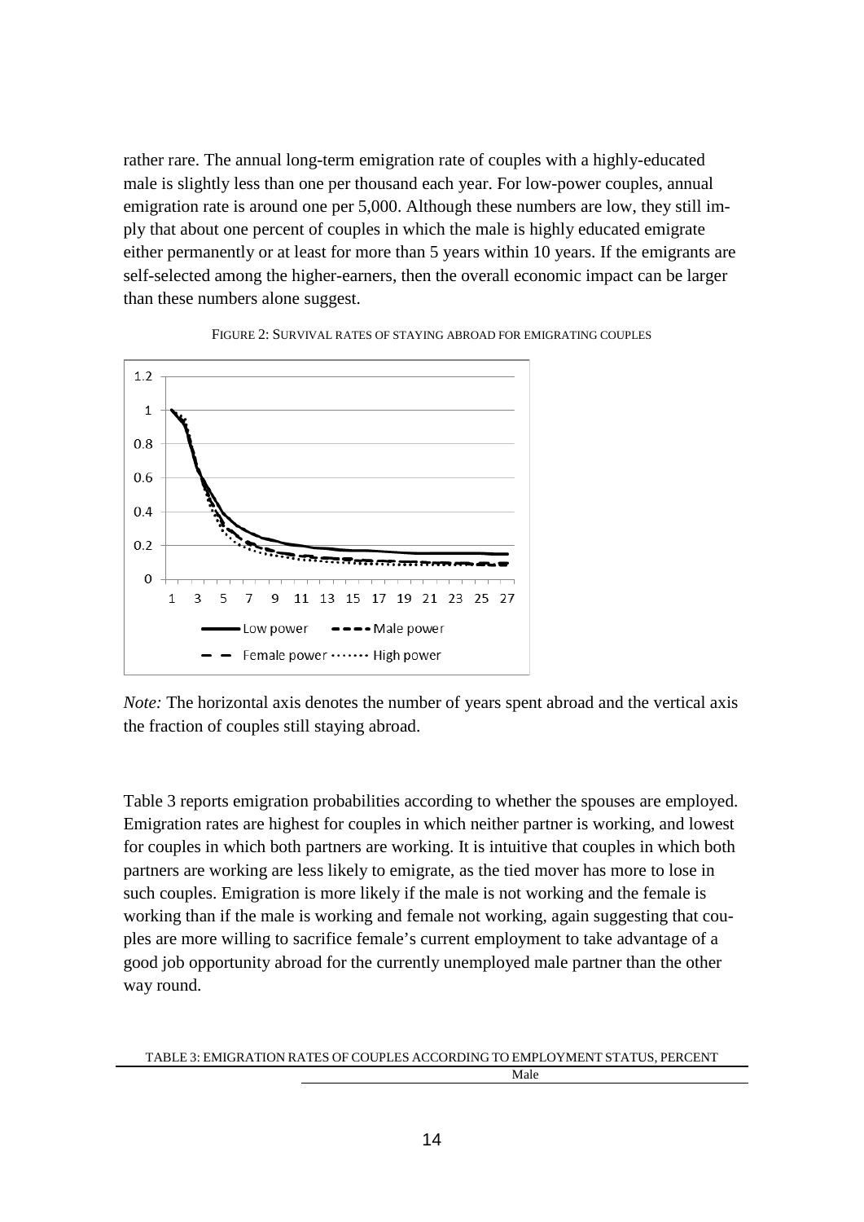rather rare. The annual long-term emigration rate of couples with a highly-educated male is slightly less than one per thousand each year. For low-power couples, annual emigration rate is around one per 5,000. Although these numbers are low, they still imply that about one percent of couples in which the male is highly educated emigrate either permanently or at least for more than 5 years within 10 years. If the emigrants are self-selected among the higher-earners, then the overall economic impact can be larger than these numbers alone suggest.

FIGURE 2: SURVIVAL RATES OF STAYING ABROAD FOR EMIGRATING COUPLES

*Note:* The horizontal axis denotes the number of years spent abroad and the vertical axis the fraction of couples still staying abroad.

Table 3 reports emigration probabilities according to whether the spouses are employed. Emigration rates are highest for couples in which neither partner is working, and lowest for couples in which both partners are working. It is intuitive that couples in which both partners are working are less likely to emigrate, as the tied mover has more to lose in such couples. Emigration is more likely if the male is not working and the female is working than if the male is working and female not working, again suggesting that couples are more willing to sacrifice female's current employment to take advantage of a good job opportunity abroad for the currently unemployed male partner than the other way round.

TABLE 3: EMIGRATION RATES OF COUPLES ACCORDING TO EMPLOYMENT STATUS, PERCENT

| | Male |
|---|---|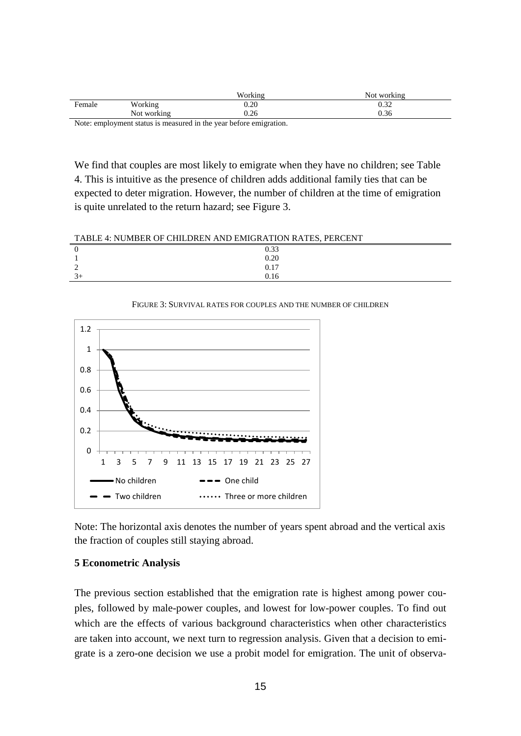| | | Working | Not working |
|---|---|---|---|
| Female | Working | 0.20 | 0.32 |
| | Not working | 0.26 | 0.36 |

Note: employment status is measured in the year before emigration.

We find that couples are most likely to emigrate when they have no children; see Table 4. This is intuitive as the presence of children adds additional family ties that can be expected to deter migration. However, the number of children at the time of emigration is quite unrelated to the return hazard; see Figure 3.

TABLE 4: NUMBER OF CHILDREN AND EMIGRATION RATES, PERCENT

| | |
|---|---|
| 0 | 0.33 |
| 1 | 0.20 |
| 2 | 0.17 |
| 3+ | 0.16 |

FIGURE 3: SURVIVAL RATES FOR COUPLES AND THE NUMBER OF CHILDREN

Note: The horizontal axis denotes the number of years spent abroad and the vertical axis the fraction of couples still staying abroad.

### 5 Econometric Analysis

The previous section established that the emigration rate is highest among power couples, followed by male-power couples, and lowest for low-power couples. To find out which are the effects of various background characteristics when other characteristics are taken into account, we next turn to regression analysis. Given that a decision to emigrate is a zero-one decision we use a probit model for emigration. The unit of observa-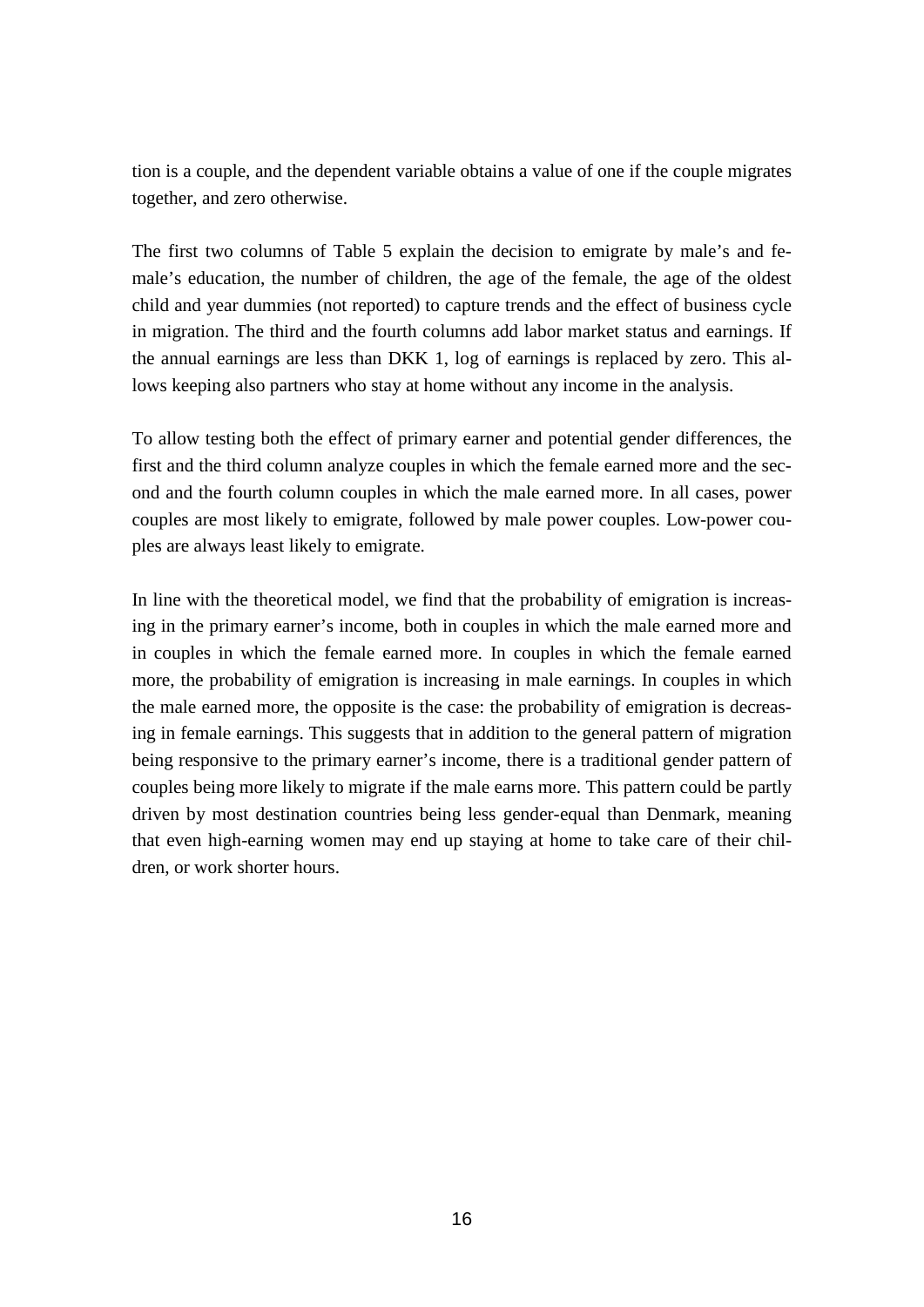tion is a couple, and the dependent variable obtains a value of one if the couple migrates together, and zero otherwise.

The first two columns of Table 5 explain the decision to emigrate by male's and female's education, the number of children, the age of the female, the age of the oldest child and year dummies (not reported) to capture trends and the effect of business cycle in migration. The third and the fourth columns add labor market status and earnings. If the annual earnings are less than DKK 1, log of earnings is replaced by zero. This allows keeping also partners who stay at home without any income in the analysis.

To allow testing both the effect of primary earner and potential gender differences, the first and the third column analyze couples in which the female earned more and the second and the fourth column couples in which the male earned more. In all cases, power couples are most likely to emigrate, followed by male power couples. Low-power couples are always least likely to emigrate.

In line with the theoretical model, we find that the probability of emigration is increasing in the primary earner's income, both in couples in which the male earned more and in couples in which the female earned more. In couples in which the female earned more, the probability of emigration is increasing in male earnings. In couples in which the male earned more, the opposite is the case: the probability of emigration is decreasing in female earnings. This suggests that in addition to the general pattern of migration being responsive to the primary earner's income, there is a traditional gender pattern of couples being more likely to migrate if the male earns more. This pattern could be partly driven by most destination countries being less gender-equal than Denmark, meaning that even high-earning women may end up staying at home to take care of their children, or work shorter hours.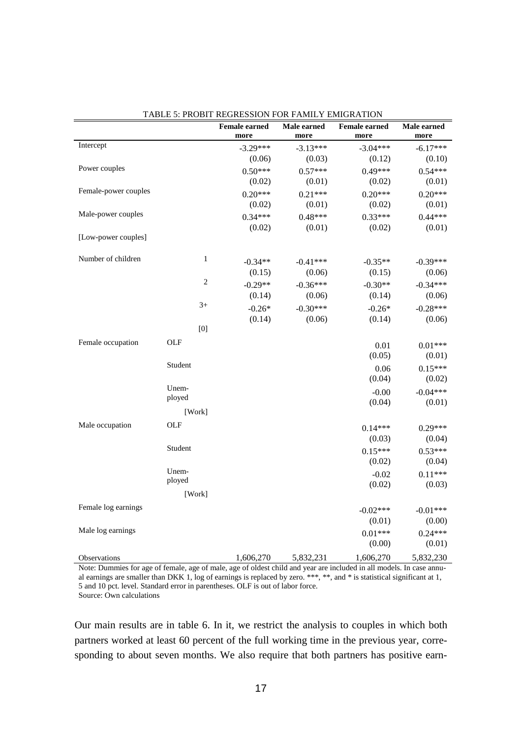TABLE 5: PROBIT REGRESSION FOR FAMILY EMIGRATION

| | | Female earned more | Male earned more | Female earned more | Male earned more |
|---|---|---|---|---|---|
| Intercept | | -3.29*** | -3.13*** | -3.04*** | -6.17*** |
| | | (0.06) | (0.03) | (0.12) | (0.10) |
| Power couples | | 0.50*** | 0.57*** | 0.49*** | 0.54*** |
| | | (0.02) | (0.01) | (0.02) | (0.01) |
| Female-power couples | | 0.20*** | 0.21*** | 0.20*** | 0.20*** |
| | | (0.02) | (0.01) | (0.02) | (0.01) |
| Male-power couples | | 0.34*** | 0.48*** | 0.33*** | 0.44*** |
| | | (0.02) | (0.01) | (0.02) | (0.01) |
| [Low-power couples] | | | | | |
| Number of children | 1 | -0.34** | -0.41*** | -0.35** | -0.39*** |
| | | (0.15) | (0.06) | (0.15) | (0.06) |
| | 2 | -0.29** | -0.36*** | -0.30** | -0.34*** |
| | | (0.14) | (0.06) | (0.14) | (0.06) |
| | 3+ | -0.26* | -0.30*** | -0.26* | -0.28*** |
| | | (0.14) | (0.06) | (0.14) | (0.06) |
| | [0] | | | | |
| Female occupation | OLF | | | 0.01 | 0.01*** |
| | | | | (0.05) | (0.01) |
| | Student | | | 0.06 | 0.15*** |
| | | | | (0.04) | (0.02) |
| | Unem-ployed | | | -0.00 | -0.04*** |
| | | | | (0.04) | (0.01) |
| | [Work] | | | | |
| Male occupation | OLF | | | 0.14*** | 0.29*** |
| | | | | (0.03) | (0.04) |
| | Student | | | 0.15*** | 0.53*** |
| | | | | (0.02) | (0.04) |
| | Unem-ployed | | | -0.02 | 0.11*** |
| | | | | (0.02) | (0.03) |
| | [Work] | | | | |
| Female log earnings | | | | -0.02*** | -0.01*** |
| | | | | (0.01) | (0.00) |
| Male log earnings | | | | 0.01*** | 0.24*** |
| | | | | (0.00) | (0.01) |
| Observations | | 1,606,270 | 5,832,231 | 1,606,270 | 5,832,230 |

Note: Dummies for age of female, age of male, age of oldest child and year are included in all models. In case annual earnings are smaller than DKK 1, log of earnings is replaced by zero. ***, **, and * is statistical significant at 1, 5 and 10 pct. level. Standard error in parentheses. OLF is out of labor force.
Source: Own calculations

Our main results are in table 6. In it, we restrict the analysis to couples in which both partners worked at least 60 percent of the full working time in the previous year, corresponding to about seven months. We also require that both partners has positive earn-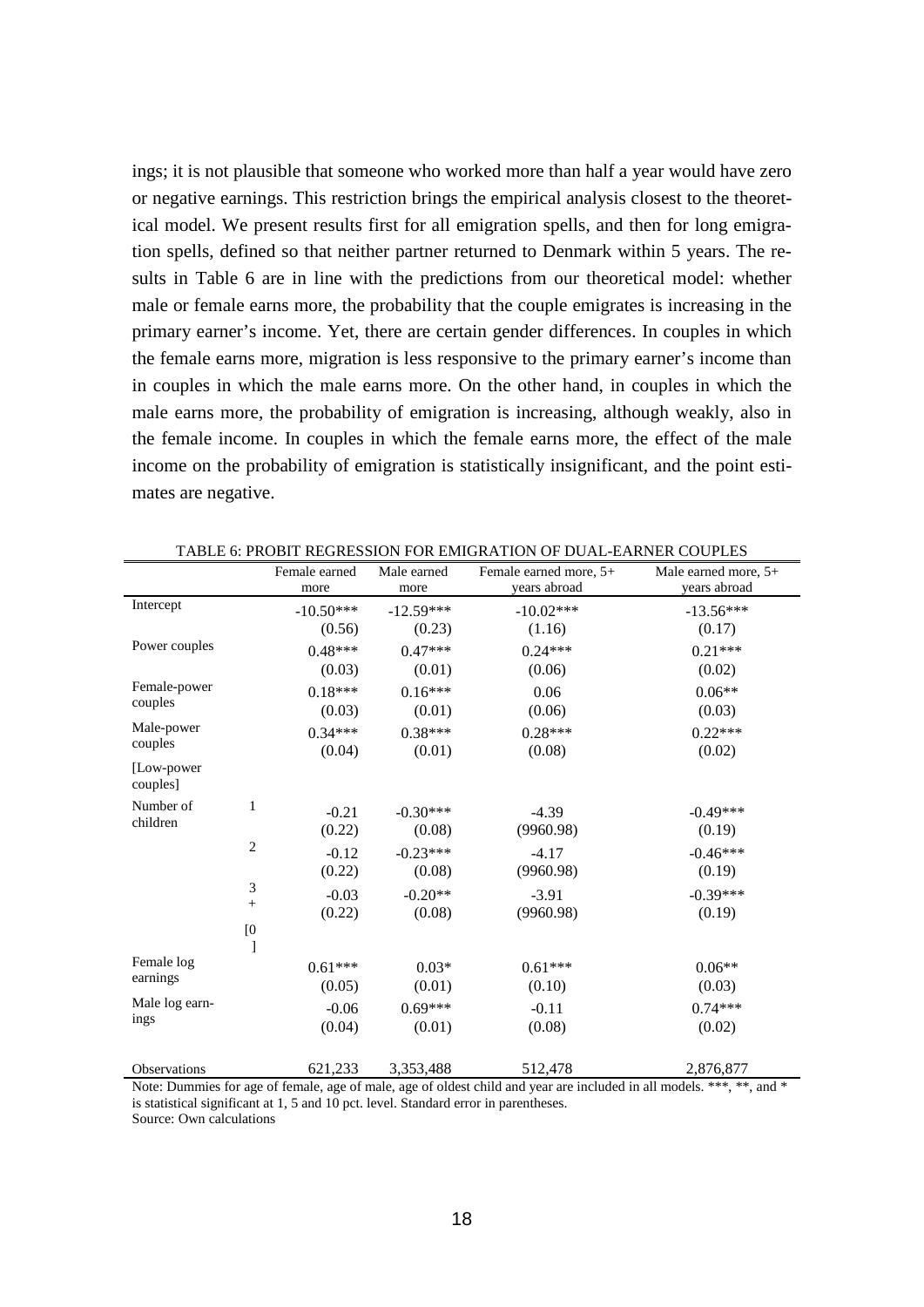ings; it is not plausible that someone who worked more than half a year would have zero or negative earnings. This restriction brings the empirical analysis closest to the theoretical model. We present results first for all emigration spells, and then for long emigration spells, defined so that neither partner returned to Denmark within 5 years. The results in Table 6 are in line with the predictions from our theoretical model: whether male or female earns more, the probability that the couple emigrates is increasing in the primary earner's income. Yet, there are certain gender differences. In couples in which the female earns more, migration is less responsive to the primary earner's income than in couples in which the male earns more. On the other hand, in couples in which the male earns more, the probability of emigration is increasing, although weakly, also in the female income. In couples in which the female earns more, the effect of the male income on the probability of emigration is statistically insignificant, and the point estimates are negative.

TABLE 6: PROBIT REGRESSION FOR EMIGRATION OF DUAL-EARNER COUPLES

| | | Female earned more | Male earned more | Female earned more, 5+ years abroad | Male earned more, 5+ years abroad |
|---|---|---|---|---|---|
| Intercept | | -10.50*** | -12.59*** | -10.02*** | -13.56*** |
| | | (0.56) | (0.23) | (1.16) | (0.17) |
| Power couples | | 0.48*** | 0.47*** | 0.24*** | 0.21*** |
| | | (0.03) | (0.01) | (0.06) | (0.02) |
| Female-power couples | | 0.18*** | 0.16*** | 0.06 | 0.06** |
| | | (0.03) | (0.01) | (0.06) | (0.03) |
| Male-power couples | | 0.34*** | 0.38*** | 0.28*** | 0.22*** |
| | | (0.04) | (0.01) | (0.08) | (0.02) |
| [Low-power couples] | | | | | |
| Number of children | 1 | -0.21 | -0.30*** | -4.39 | -0.49*** |
| | | (0.22) | (0.08) | (9960.98) | (0.19) |
| | 2 | -0.12 | -0.23*** | -4.17 | -0.46*** |
| | | (0.22) | (0.08) | (9960.98) | (0.19) |
| | 3+ | -0.03 | -0.20** | -3.91 | -0.39*** |
| | | (0.22) | (0.08) | (9960.98) | (0.19) |
| | [0] | | | | |
| Female log earnings | | 0.61*** | 0.03* | 0.61*** | 0.06** |
| | | (0.05) | (0.01) | (0.10) | (0.03) |
| Male log earnings | | -0.06 | 0.69*** | -0.11 | 0.74*** |
| | | (0.04) | (0.01) | (0.08) | (0.02) |
| Observations | | 621,233 | 3,353,488 | 512,478 | 2,876,877 |

Note: Dummies for age of female, age of male, age of oldest child and year are included in all models. ***, **, and * is statistical significant at 1, 5 and 10 pct. level. Standard error in parentheses.
Source: Own calculations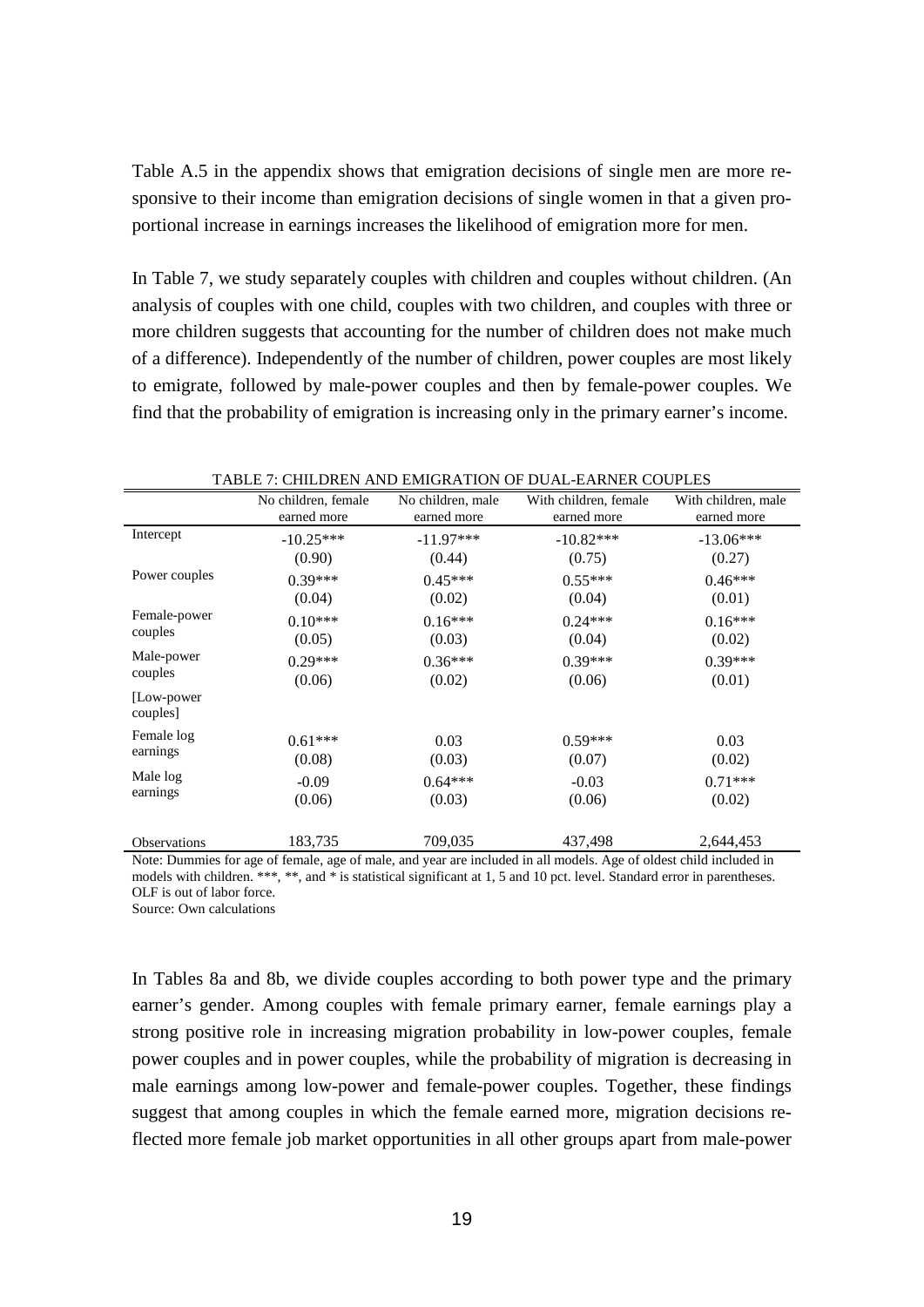Table A.5 in the appendix shows that emigration decisions of single men are more responsive to their income than emigration decisions of single women in that a given proportional increase in earnings increases the likelihood of emigration more for men.

In Table 7, we study separately couples with children and couples without children. (An analysis of couples with one child, couples with two children, and couples with three or more children suggests that accounting for the number of children does not make much of a difference). Independently of the number of children, power couples are most likely to emigrate, followed by male-power couples and then by female-power couples. We find that the probability of emigration is increasing only in the primary earner's income.

TABLE 7: CHILDREN AND EMIGRATION OF DUAL-EARNER COUPLES

| | No children, female earned more | No children, male earned more | With children, female earned more | With children, male earned more |
|---|---|---|---|---|
| Intercept | -10.25*** | -11.97*** | -10.82*** | -13.06*** |
| | (0.90) | (0.44) | (0.75) | (0.27) |
| Power couples | 0.39*** | 0.45*** | 0.55*** | 0.46*** |
| | (0.04) | (0.02) | (0.04) | (0.01) |
| Female-power couples | 0.10*** | 0.16*** | 0.24*** | 0.16*** |
| | (0.05) | (0.03) | (0.04) | (0.02) |
| Male-power couples | 0.29*** | 0.36*** | 0.39*** | 0.39*** |
| | (0.06) | (0.02) | (0.06) | (0.01) |
| [Low-power couples] | | | | |
| Female log earnings | 0.61*** | 0.03 | 0.59*** | 0.03 |
| | (0.08) | (0.03) | (0.07) | (0.02) |
| Male log earnings | -0.09 | 0.64*** | -0.03 | 0.71*** |
| | (0.06) | (0.03) | (0.06) | (0.02) |
| Observations | 183,735 | 709,035 | 437,498 | 2,644,453 |

Note: Dummies for age of female, age of male, and year are included in all models. Age of oldest child included in models with children. ***, **, and * is statistical significant at 1, 5 and 10 pct. level. Standard error in parentheses. OLF is out of labor force.
Source: Own calculations

In Tables 8a and 8b, we divide couples according to both power type and the primary earner's gender. Among couples with female primary earner, female earnings play a strong positive role in increasing migration probability in low-power couples, female power couples and in power couples, while the probability of migration is decreasing in male earnings among low-power and female-power couples. Together, these findings suggest that among couples in which the female earned more, migration decisions reflected more female job market opportunities in all other groups apart from male-power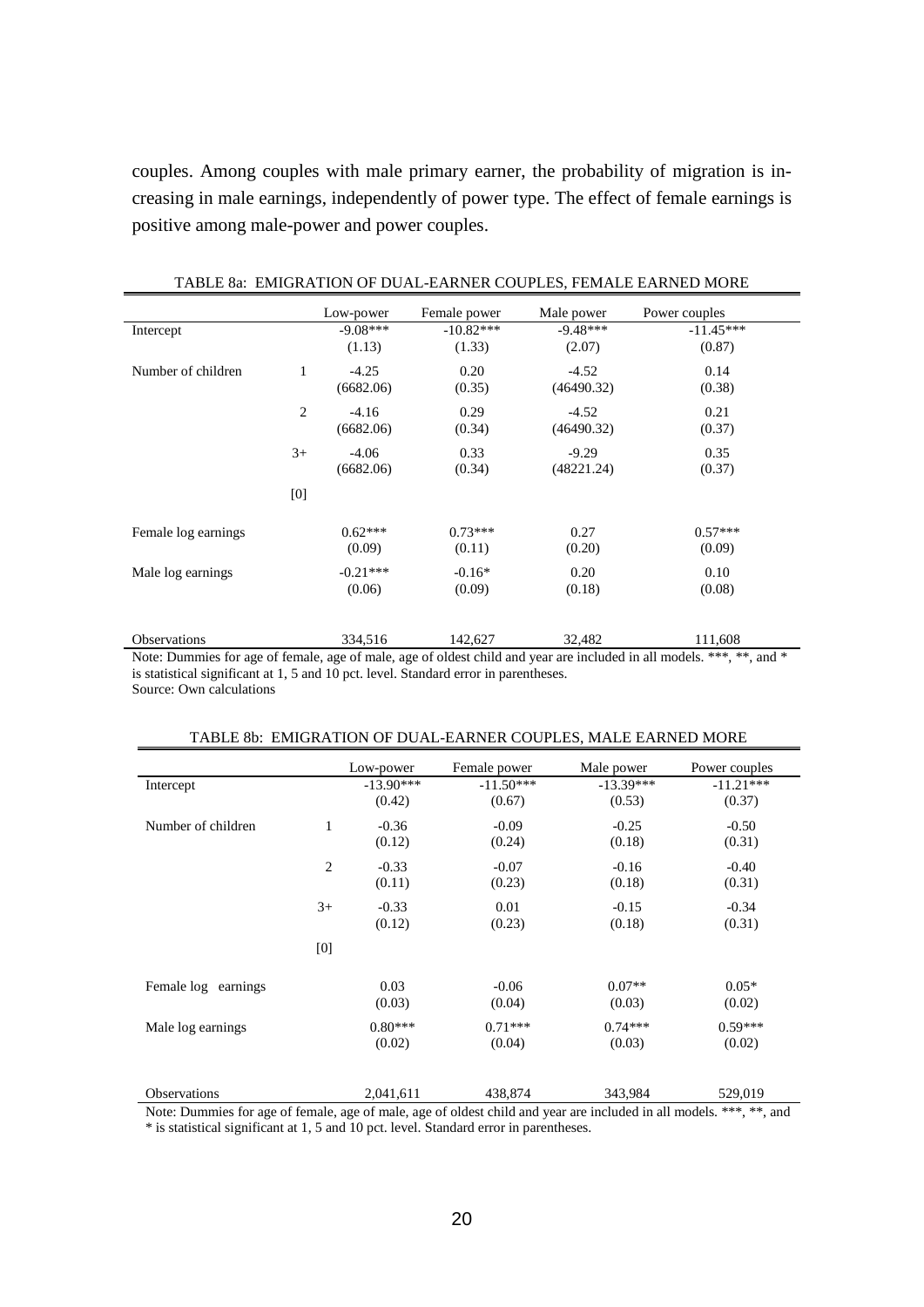couples. Among couples with male primary earner, the probability of migration is increasing in male earnings, independently of power type. The effect of female earnings is positive among male-power and power couples.

TABLE 8a: EMIGRATION OF DUAL-EARNER COUPLES, FEMALE EARNED MORE

| | | Low-power | Female power | Male power | Power couples |
|---|---|---|---|---|---|
| Intercept | | -9.08*** | -10.82*** | -9.48*** | -11.45*** |
| | | (1.13) | (1.33) | (2.07) | (0.87) |
| Number of children | 1 | -4.25 | 0.20 | -4.52 | 0.14 |
| | | (6682.06) | (0.35) | (46490.32) | (0.38) |
| | 2 | -4.16 | 0.29 | -4.52 | 0.21 |
| | | (6682.06) | (0.34) | (46490.32) | (0.37) |
| | 3+ | -4.06 | 0.33 | -9.29 | 0.35 |
| | | (6682.06) | (0.34) | (48221.24) | (0.37) |
| | [0] | | | | |
| Female log earnings | | 0.62*** | 0.73*** | 0.27 | 0.57*** |
| | | (0.09) | (0.11) | (0.20) | (0.09) |
| Male log earnings | | -0.21*** | -0.16* | 0.20 | 0.10 |
| | | (0.06) | (0.09) | (0.18) | (0.08) |
| Observations | | 334,516 | 142,627 | 32,482 | 111,608 |

Note: Dummies for age of female, age of male, age of oldest child and year are included in all models. ***, **, and * is statistical significant at 1, 5 and 10 pct. level. Standard error in parentheses.
Source: Own calculations

TABLE 8b: EMIGRATION OF DUAL-EARNER COUPLES, MALE EARNED MORE

| | | Low-power | Female power | Male power | Power couples |
|---|---|---|---|---|---|
| Intercept | | -13.90*** | -11.50*** | -13.39*** | -11.21*** |
| | | (0.42) | (0.67) | (0.53) | (0.37) |
| Number of children | 1 | -0.36 | -0.09 | -0.25 | -0.50 |
| | | (0.12) | (0.24) | (0.18) | (0.31) |
| | 2 | -0.33 | -0.07 | -0.16 | -0.40 |
| | | (0.11) | (0.23) | (0.18) | (0.31) |
| | 3+ | -0.33 | 0.01 | -0.15 | -0.34 |
| | | (0.12) | (0.23) | (0.18) | (0.31) |
| | [0] | | | | |
| Female log earnings | | 0.03 | -0.06 | 0.07** | 0.05* |
| | | (0.03) | (0.04) | (0.03) | (0.02) |
| Male log earnings | | 0.80*** | 0.71*** | 0.74*** | 0.59*** |
| | | (0.02) | (0.04) | (0.03) | (0.02) |
| Observations | | 2,041,611 | 438,874 | 343,984 | 529,019 |

Note: Dummies for age of female, age of male, age of oldest child and year are included in all models. ***, **, and * is statistical significant at 1, 5 and 10 pct. level. Standard error in parentheses.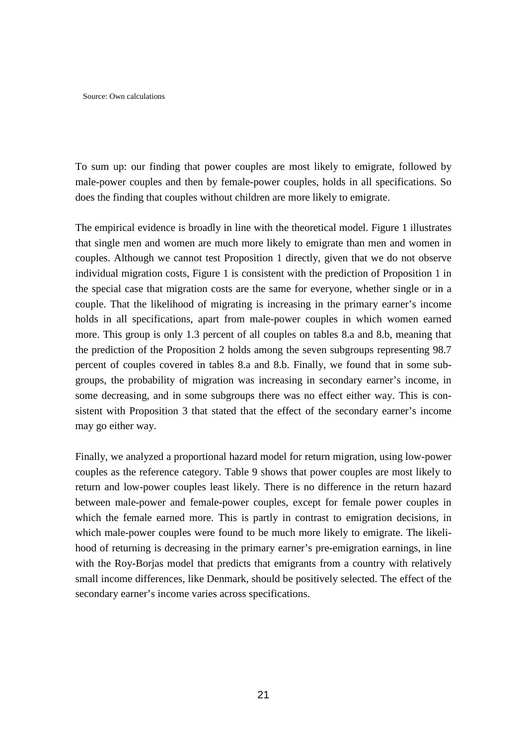Source: Own calculations

To sum up: our finding that power couples are most likely to emigrate, followed by male-power couples and then by female-power couples, holds in all specifications. So does the finding that couples without children are more likely to emigrate.

The empirical evidence is broadly in line with the theoretical model. Figure 1 illustrates that single men and women are much more likely to emigrate than men and women in couples. Although we cannot test Proposition 1 directly, given that we do not observe individual migration costs, Figure 1 is consistent with the prediction of Proposition 1 in the special case that migration costs are the same for everyone, whether single or in a couple. That the likelihood of migrating is increasing in the primary earner's income holds in all specifications, apart from male-power couples in which women earned more. This group is only 1.3 percent of all couples on tables 8.a and 8.b, meaning that the prediction of the Proposition 2 holds among the seven subgroups representing 98.7 percent of couples covered in tables 8.a and 8.b. Finally, we found that in some subgroups, the probability of migration was increasing in secondary earner's income, in some decreasing, and in some subgroups there was no effect either way. This is consistent with Proposition 3 that stated that the effect of the secondary earner's income may go either way.

Finally, we analyzed a proportional hazard model for return migration, using low-power couples as the reference category. Table 9 shows that power couples are most likely to return and low-power couples least likely. There is no difference in the return hazard between male-power and female-power couples, except for female power couples in which the female earned more. This is partly in contrast to emigration decisions, in which male-power couples were found to be much more likely to emigrate. The likelihood of returning is decreasing in the primary earner's pre-emigration earnings, in line with the Roy-Borjas model that predicts that emigrants from a country with relatively small income differences, like Denmark, should be positively selected. The effect of the secondary earner's income varies across specifications.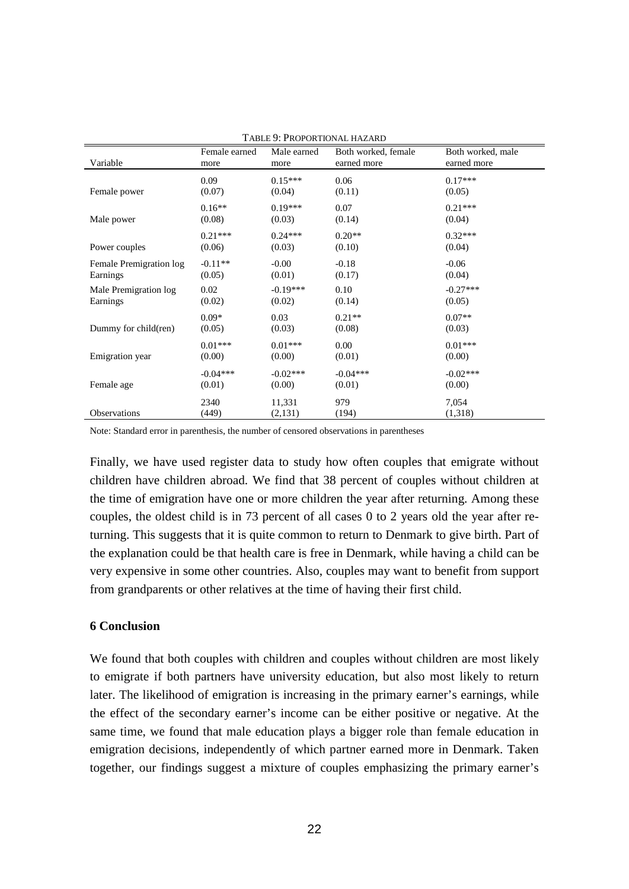TABLE 9: PROPORTIONAL HAZARD

| Variable | Female earned more | Male earned more | Both worked, female earned more | Both worked, male earned more |
|---|---|---|---|---|
| Female power | 0.09<br>(0.07) | 0.15***<br>(0.04) | 0.06<br>(0.11) | 0.17***<br>(0.05) |
| Male power | 0.16**<br>(0.08) | 0.19***<br>(0.03) | 0.07<br>(0.14) | 0.21***<br>(0.04) |
| Power couples | 0.21***<br>(0.06) | 0.24***<br>(0.03) | 0.20**<br>(0.10) | 0.32***<br>(0.04) |
| Female Premigration log Earnings | -0.11**<br>(0.05) | -0.00<br>(0.01) | -0.18<br>(0.17) | -0.06<br>(0.04) |
| Male Premigration log Earnings | 0.02<br>(0.02) | -0.19***<br>(0.02) | 0.10<br>(0.14) | -0.27***<br>(0.05) |
| Dummy for child(ren) | 0.09*<br>(0.05) | 0.03<br>(0.03) | 0.21**<br>(0.08) | 0.07**<br>(0.03) |
| Emigration year | 0.01***<br>(0.00) | 0.01***<br>(0.00) | 0.00<br>(0.01) | 0.01***<br>(0.00) |
| Female age | -0.04***<br>(0.01) | -0.02***<br>(0.00) | -0.04***<br>(0.01) | -0.02***<br>(0.00) |
| Observations | 2340<br>(449) | 11,331<br>(2,131) | 979<br>(194) | 7,054<br>(1,318) |

Note: Standard error in parenthesis, the number of censored observations in parentheses

Finally, we have used register data to study how often couples that emigrate without children have children abroad. We find that 38 percent of couples without children at the time of emigration have one or more children the year after returning. Among these couples, the oldest child is in 73 percent of all cases 0 to 2 years old the year after returning. This suggests that it is quite common to return to Denmark to give birth. Part of the explanation could be that health care is free in Denmark, while having a child can be very expensive in some other countries. Also, couples may want to benefit from support from grandparents or other relatives at the time of having their first child.

## 6 Conclusion

We found that both couples with children and couples without children are most likely to emigrate if both partners have university education, but also most likely to return later. The likelihood of emigration is increasing in the primary earner's earnings, while the effect of the secondary earner's income can be either positive or negative. At the same time, we found that male education plays a bigger role than female education in emigration decisions, independently of which partner earned more in Denmark. Taken together, our findings suggest a mixture of couples emphasizing the primary earner's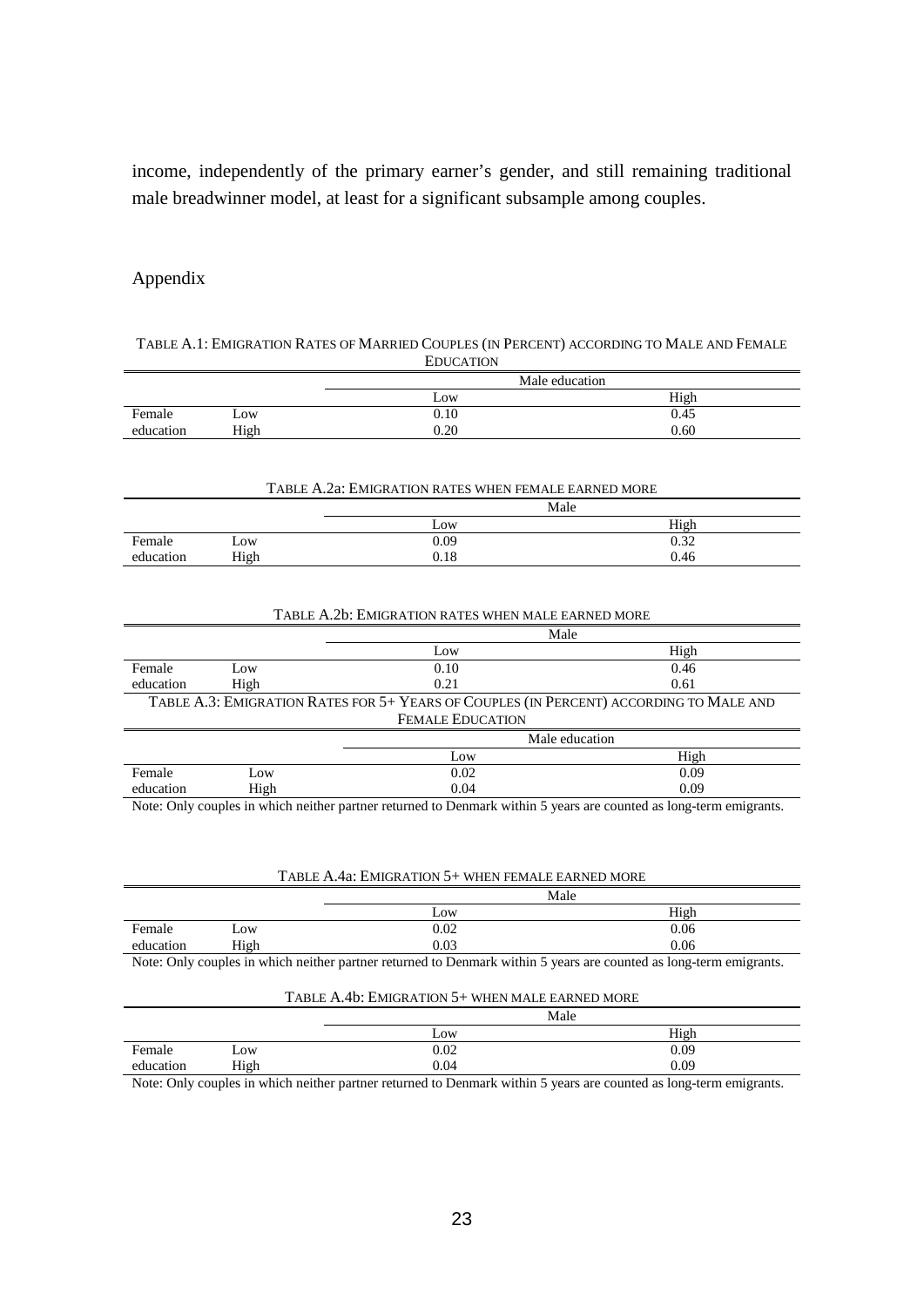income, independently of the primary earner's gender, and still remaining traditional male breadwinner model, at least for a significant subsample among couples.

## Appendix

TABLE A.1: EMIGRATION RATES OF MARRIED COUPLES (IN PERCENT) ACCORDING TO MALE AND FEMALE EDUCATION

| | | Male education | |
|---|---|---|---|
| | | Low | High |
| Female education | Low | 0.10 | 0.45 |
| | High | 0.20 | 0.60 |

TABLE A.2a: EMIGRATION RATES WHEN FEMALE EARNED MORE

| | | Male | |
|---|---|---|---|
| | | Low | High |
| Female education | Low | 0.09 | 0.32 |
| | High | 0.18 | 0.46 |

TABLE A.2b: EMIGRATION RATES WHEN MALE EARNED MORE

| | | Male | |
|---|---|---|---|
| | | Low | High |
| Female education | Low | 0.10 | 0.46 |
| | High | 0.21 | 0.61 |

TABLE A.3: EMIGRATION RATES FOR 5+ YEARS OF COUPLES (IN PERCENT) ACCORDING TO MALE AND FEMALE EDUCATION

| | | Male education | |
|---|---|---|---|
| | | Low | High |
| Female education | Low | 0.02 | 0.09 |
| | High | 0.04 | 0.09 |

Note: Only couples in which neither partner returned to Denmark within 5 years are counted as long-term emigrants.

TABLE A.4a: EMIGRATION 5+ WHEN FEMALE EARNED MORE

| | | Male | |
|---|---|---|---|
| | | Low | High |
| Female education | Low | 0.02 | 0.06 |
| | High | 0.03 | 0.06 |

Note: Only couples in which neither partner returned to Denmark within 5 years are counted as long-term emigrants.

TABLE A.4b: EMIGRATION 5+ WHEN MALE EARNED MORE

| | | Male | |
|---|---|---|---|
| | | Low | High |
| Female education | Low | 0.02 | 0.09 |
| | High | 0.04 | 0.09 |

Note: Only couples in which neither partner returned to Denmark within 5 years are counted as long-term emigrants.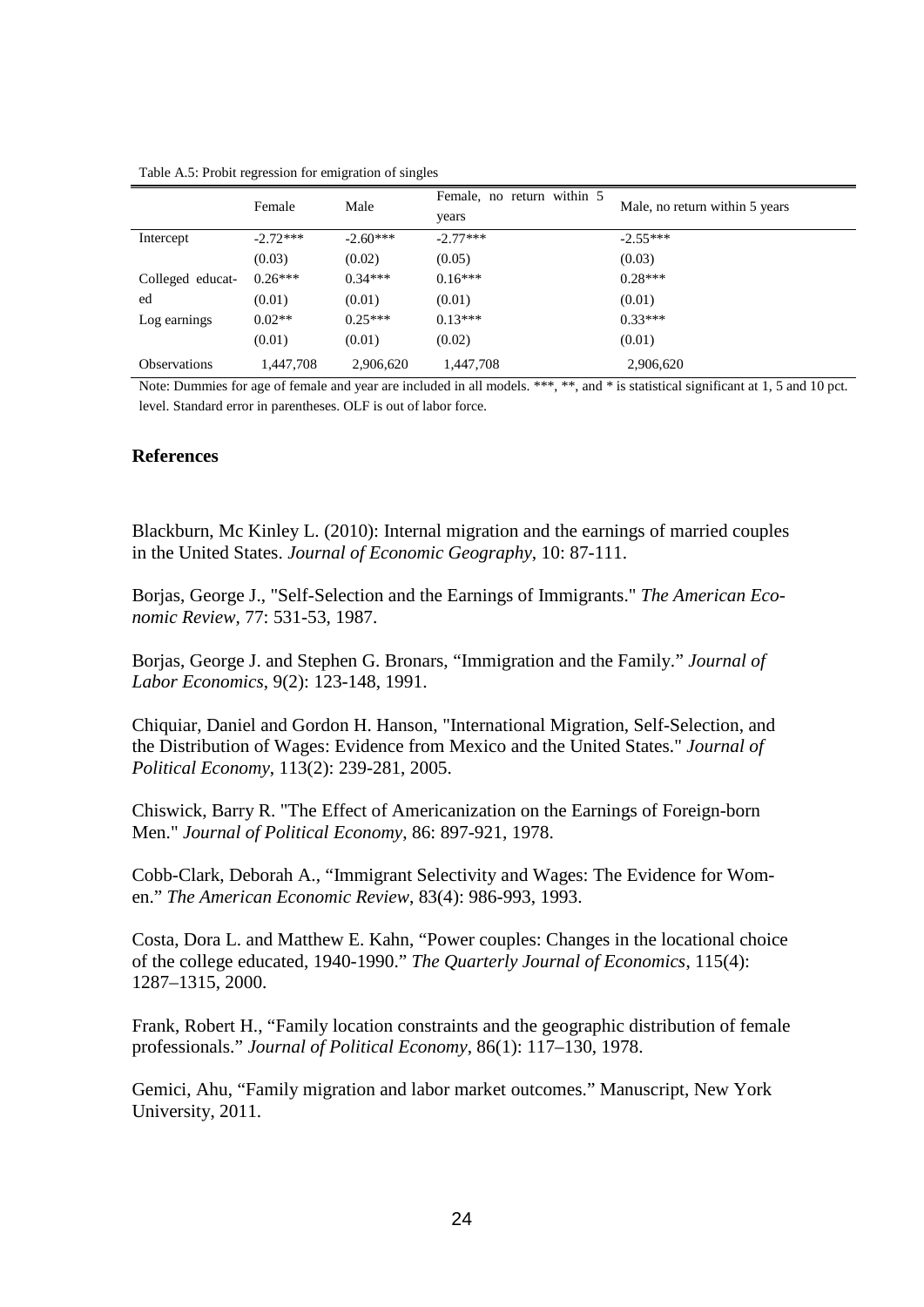Table A.5: Probit regression for emigration of singles

| | Female | Male | Female, no return within 5 years | Male, no return within 5 years |
|---|---|---|---|---|
| Intercept | -2.72*** | -2.60*** | -2.77*** | -2.55*** |
| | (0.03) | (0.02) | (0.05) | (0.03) |
| Colleged educated | 0.26*** | 0.34*** | 0.16*** | 0.28*** |
| | (0.01) | (0.01) | (0.01) | (0.01) |
| Log earnings | 0.02** | 0.25*** | 0.13*** | 0.33*** |
| | (0.01) | (0.01) | (0.02) | (0.01) |
| Observations | 1,447,708 | 2,906,620 | 1,447,708 | 2,906,620 |

Note: Dummies for age of female and year are included in all models. ***, **, and * is statistical significant at 1, 5 and 10 pct. level. Standard error in parentheses. OLF is out of labor force.

### References

Blackburn, Mc Kinley L. (2010): Internal migration and the earnings of married couples in the United States. *Journal of Economic Geography*, 10: 87-111.

Borjas, George J., "Self-Selection and the Earnings of Immigrants." *The American Economic Review*, 77: 531-53, 1987.

Borjas, George J. and Stephen G. Bronars, "Immigration and the Family." *Journal of Labor Economics*, 9(2): 123-148, 1991.

Chiquiar, Daniel and Gordon H. Hanson, "International Migration, Self-Selection, and the Distribution of Wages: Evidence from Mexico and the United States." *Journal of Political Economy*, 113(2): 239-281, 2005.

Chiswick, Barry R. "The Effect of Americanization on the Earnings of Foreign-born Men." *Journal of Political Economy*, 86: 897-921, 1978.

Cobb-Clark, Deborah A., "Immigrant Selectivity and Wages: The Evidence for Women." *The American Economic Review*, 83(4): 986-993, 1993.

Costa, Dora L. and Matthew E. Kahn, "Power couples: Changes in the locational choice of the college educated, 1940-1990." *The Quarterly Journal of Economics*, 115(4): 1287–1315, 2000.

Frank, Robert H., "Family location constraints and the geographic distribution of female professionals." *Journal of Political Economy*, 86(1): 117–130, 1978.

Gemici, Ahu, "Family migration and labor market outcomes." Manuscript, New York University, 2011.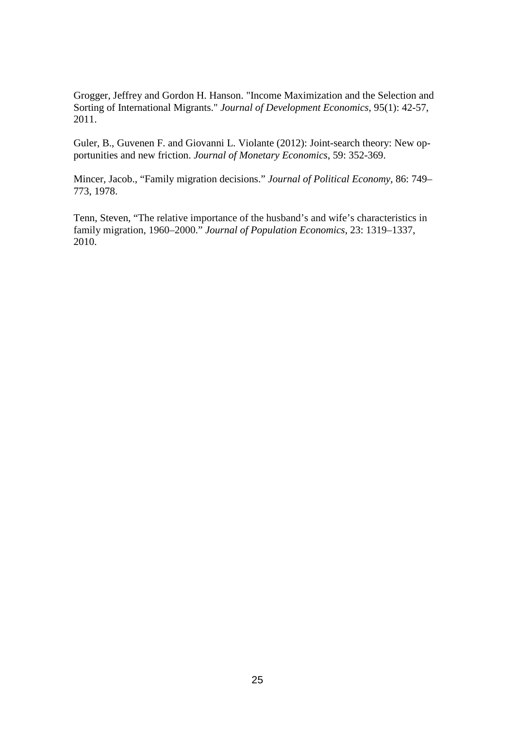Grogger, Jeffrey and Gordon H. Hanson. "Income Maximization and the Selection and Sorting of International Migrants." *Journal of Development Economics*, 95(1): 42-57, 2011.

Guler, B., Guvenen F. and Giovanni L. Violante (2012): Joint-search theory: New opportunities and new friction. *Journal of Monetary Economics*, 59: 352-369.

Mincer, Jacob., "Family migration decisions." *Journal of Political Economy*, 86: 749–773, 1978.

Tenn, Steven, "The relative importance of the husband's and wife's characteristics in family migration, 1960–2000." *Journal of Population Economics*, 23: 1319–1337, 2010.